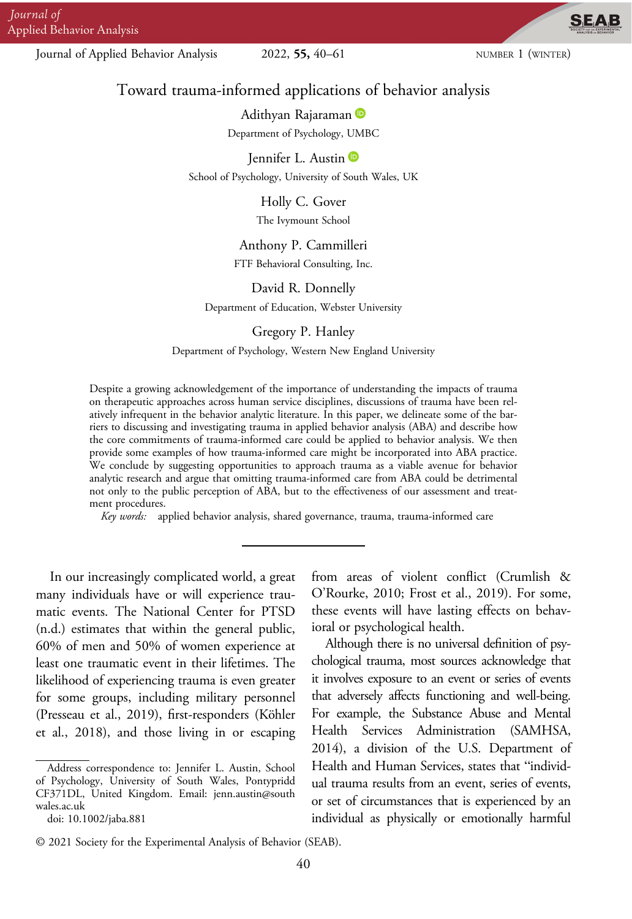# Toward trauma-informed applications of behavior analysis

Adithyan Rajaraman

Department of Psychology, UMBC

Jennifer L. Austin

School of Psychology, University of South Wales, UK

Holly C. Gover

The Ivymount School

Anthony P. Cammilleri

FTF Behavioral Consulting, Inc.

David R. Donnelly

Department of Education, Webster University

Gregory P. Hanley

Department of Psychology, Western New England University

Despite a growing acknowledgement of the importance of understanding the impacts of trauma on therapeutic approaches across human service disciplines, discussions of trauma have been relatively infrequent in the behavior analytic literature. In this paper, we delineate some of the barriers to discussing and investigating trauma in applied behavior analysis (ABA) and describe how the core commitments of trauma-informed care could be applied to behavior analysis. We then provide some examples of how trauma-informed care might be incorporated into ABA practice. We conclude by suggesting opportunities to approach trauma as a viable avenue for behavior analytic research and argue that omitting trauma-informed care from ABA could be detrimental not only to the public perception of ABA, but to the effectiveness of our assessment and treatment procedures.

*Key words:* applied behavior analysis, shared governance, trauma, trauma-informed care

---

In our increasingly complicated world, a great many individuals have or will experience traumatic events. The National Center for PTSD (n.d.) estimates that within the general public, 60% of men and 50% of women experience at least one traumatic event in their lifetimes. The likelihood of experiencing trauma is even greater for some groups, including military personnel (Presseau et al., 2019), first-responders (Köhler et al., 2018), and those living in or escaping from areas of violent conflict (Crumlish & O'Rourke, 2010; Frost et al., 2019). For some, these events will have lasting effects on behavioral or psychological health.

Although there is no universal definition of psychological trauma, most sources acknowledge that it involves exposure to an event or series of events that adversely affects functioning and well-being. For example, the Substance Abuse and Mental Health Services Administration (SAMHSA, 2014), a division of the U.S. Department of Health and Human Services, states that "individual trauma results from an event, series of events, or set of circumstances that is experienced by an individual as physically or emotionally harmful

Address correspondence to: Jennifer L. Austin, School of Psychology, University of South Wales, Pontypridd CF371DL, United Kingdom. Email: jenn.austin@southwales.ac.uk

doi: 10.1002/jaba.881

© 2021 Society for the Experimental Analysis of Behavior (SEAB).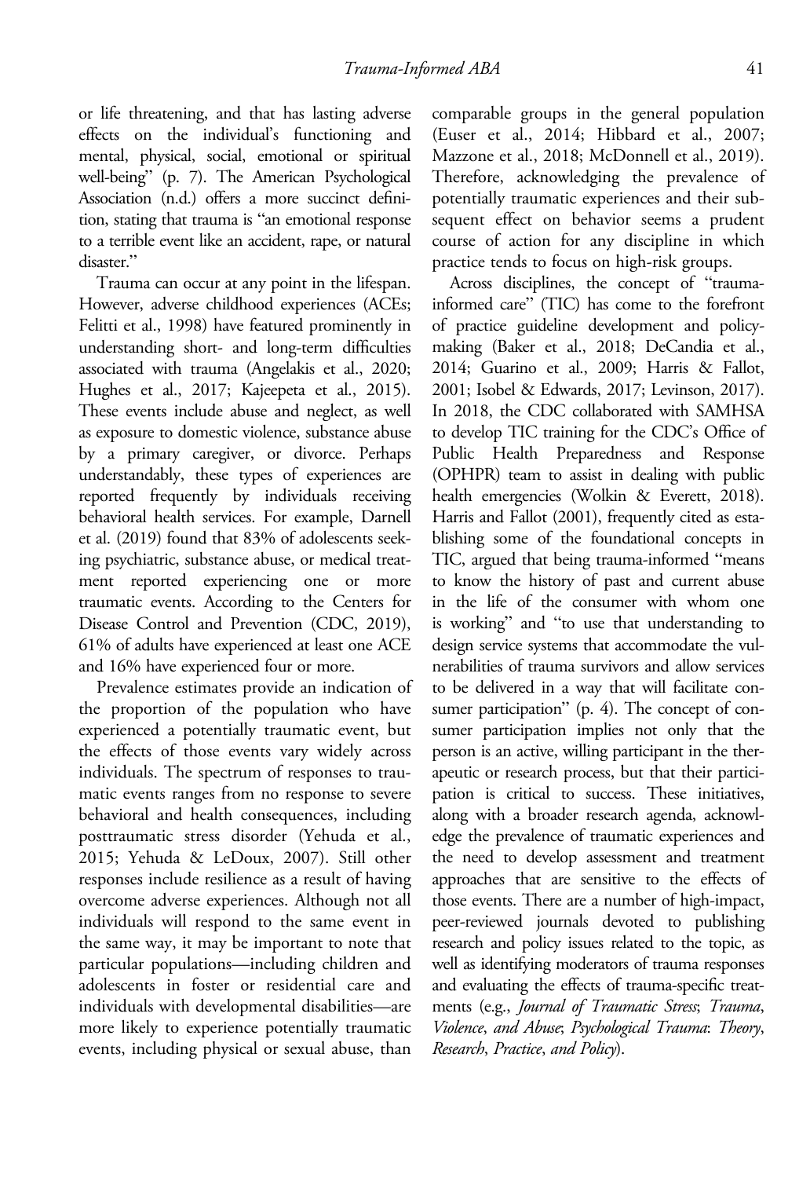or life threatening, and that has lasting adverse effects on the individual's functioning and mental, physical, social, emotional or spiritual well-being" (p. 7). The American Psychological Association (n.d.) offers a more succinct definition, stating that trauma is "an emotional response to a terrible event like an accident, rape, or natural disaster."

Trauma can occur at any point in the lifespan. However, adverse childhood experiences (ACEs; Felitti et al., 1998) have featured prominently in understanding short- and long-term difficulties associated with trauma (Angelakis et al., 2020; Hughes et al., 2017; Kajeepeta et al., 2015). These events include abuse and neglect, as well as exposure to domestic violence, substance abuse by a primary caregiver, or divorce. Perhaps understandably, these types of experiences are reported frequently by individuals receiving behavioral health services. For example, Darnell et al. (2019) found that 83% of adolescents seeking psychiatric, substance abuse, or medical treatment reported experiencing one or more traumatic events. According to the Centers for Disease Control and Prevention (CDC, 2019), 61% of adults have experienced at least one ACE and 16% have experienced four or more.

Prevalence estimates provide an indication of the proportion of the population who have experienced a potentially traumatic event, but the effects of those events vary widely across individuals. The spectrum of responses to traumatic events ranges from no response to severe behavioral and health consequences, including posttraumatic stress disorder (Yehuda et al., 2015; Yehuda & LeDoux, 2007). Still other responses include resilience as a result of having overcome adverse experiences. Although not all individuals will respond to the same event in the same way, it may be important to note that particular populations—including children and adolescents in foster or residential care and individuals with developmental disabilities—are more likely to experience potentially traumatic events, including physical or sexual abuse, than comparable groups in the general population (Euser et al., 2014; Hibbard et al., 2007; Mazzone et al., 2018; McDonnell et al., 2019). Therefore, acknowledging the prevalence of potentially traumatic experiences and their subsequent effect on behavior seems a prudent course of action for any discipline in which practice tends to focus on high-risk groups.

Across disciplines, the concept of "trauma-informed care" (TIC) has come to the forefront of practice guideline development and policy-making (Baker et al., 2018; DeCandia et al., 2014; Guarino et al., 2009; Harris & Fallot, 2001; Isobel & Edwards, 2017; Levinson, 2017). In 2018, the CDC collaborated with SAMHSA to develop TIC training for the CDC's Office of Public Health Preparedness and Response (OPHPR) team to assist in dealing with public health emergencies (Wolkin & Everett, 2018). Harris and Fallot (2001), frequently cited as establishing some of the foundational concepts in TIC, argued that being trauma-informed "means to know the history of past and current abuse in the life of the consumer with whom one is working" and "to use that understanding to design service systems that accommodate the vulnerabilities of trauma survivors and allow services to be delivered in a way that will facilitate consumer participation" (p. 4). The concept of consumer participation implies not only that the person is an active, willing participant in the therapeutic or research process, but that their participation is critical to success. These initiatives, along with a broader research agenda, acknowledge the prevalence of traumatic experiences and the need to develop assessment and treatment approaches that are sensitive to the effects of those events. There are a number of high-impact, peer-reviewed journals devoted to publishing research and policy issues related to the topic, as well as identifying moderators of trauma responses and evaluating the effects of trauma-specific treatments (e.g., *Journal of Traumatic Stress*; *Trauma, Violence, and Abuse*; *Psychological Trauma: Theory, Research, Practice, and Policy*).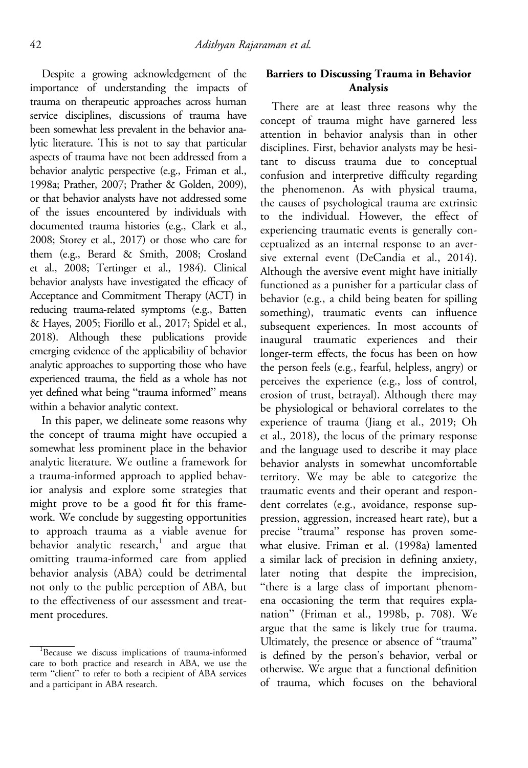Despite a growing acknowledgement of the importance of understanding the impacts of trauma on therapeutic approaches across human service disciplines, discussions of trauma have been somewhat less prevalent in the behavior analytic literature. This is not to say that particular aspects of trauma have not been addressed from a behavior analytic perspective (e.g., Friman et al., 1998a; Prather, 2007; Prather & Golden, 2009), or that behavior analysts have not addressed some of the issues encountered by individuals with documented trauma histories (e.g., Clark et al., 2008; Storey et al., 2017) or those who care for them (e.g., Berard & Smith, 2008; Crosland et al., 2008; Tertinger et al., 1984). Clinical behavior analysts have investigated the efficacy of Acceptance and Commitment Therapy (ACT) in reducing trauma-related symptoms (e.g., Batten & Hayes, 2005; Fiorillo et al., 2017; Spidel et al., 2018). Although these publications provide emerging evidence of the applicability of behavior analytic approaches to supporting those who have experienced trauma, the field as a whole has not yet defined what being "trauma informed" means within a behavior analytic context.

In this paper, we delineate some reasons why the concept of trauma might have occupied a somewhat less prominent place in the behavior analytic literature. We outline a framework for a trauma-informed approach to applied behavior analysis and explore some strategies that might prove to be a good fit for this framework. We conclude by suggesting opportunities to approach trauma as a viable avenue for behavior analytic research,[1] and argue that omitting trauma-informed care from applied behavior analysis (ABA) could be detrimental not only to the public perception of ABA, but to the effectiveness of our assessment and treatment procedures.

[1] Because we discuss implications of trauma-informed care to both practice and research in ABA, we use the term "client" to refer to both a recipient of ABA services and a participant in ABA research.

## Barriers to Discussing Trauma in Behavior Analysis

There are at least three reasons why the concept of trauma might have garnered less attention in behavior analysis than in other disciplines. First, behavior analysts may be hesitant to discuss trauma due to conceptual confusion and interpretive difficulty regarding the phenomenon. As with physical trauma, the causes of psychological trauma are extrinsic to the individual. However, the effect of experiencing traumatic events is generally conceptualized as an internal response to an aversive external event (DeCandia et al., 2014). Although the aversive event might have initially functioned as a punisher for a particular class of behavior (e.g., a child being beaten for spilling something), traumatic events can influence subsequent experiences. In most accounts of inaugural traumatic experiences and their longer-term effects, the focus has been on how the person feels (e.g., fearful, helpless, angry) or perceives the experience (e.g., loss of control, erosion of trust, betrayal). Although there may be physiological or behavioral correlates to the experience of trauma (Jiang et al., 2019; Oh et al., 2018), the locus of the primary response and the language used to describe it may place behavior analysts in somewhat uncomfortable territory. We may be able to categorize the traumatic events and their operant and respondent correlates (e.g., avoidance, response suppression, aggression, increased heart rate), but a precise "trauma" response has proven somewhat elusive. Friman et al. (1998a) lamented a similar lack of precision in defining anxiety, later noting that despite the imprecision, "there is a large class of important phenomena occasioning the term that requires explanation" (Friman et al., 1998b, p. 708). We argue that the same is likely true for trauma. Ultimately, the presence or absence of "trauma" is defined by the person's behavior, verbal or otherwise. We argue that a functional definition of trauma, which focuses on the behavioral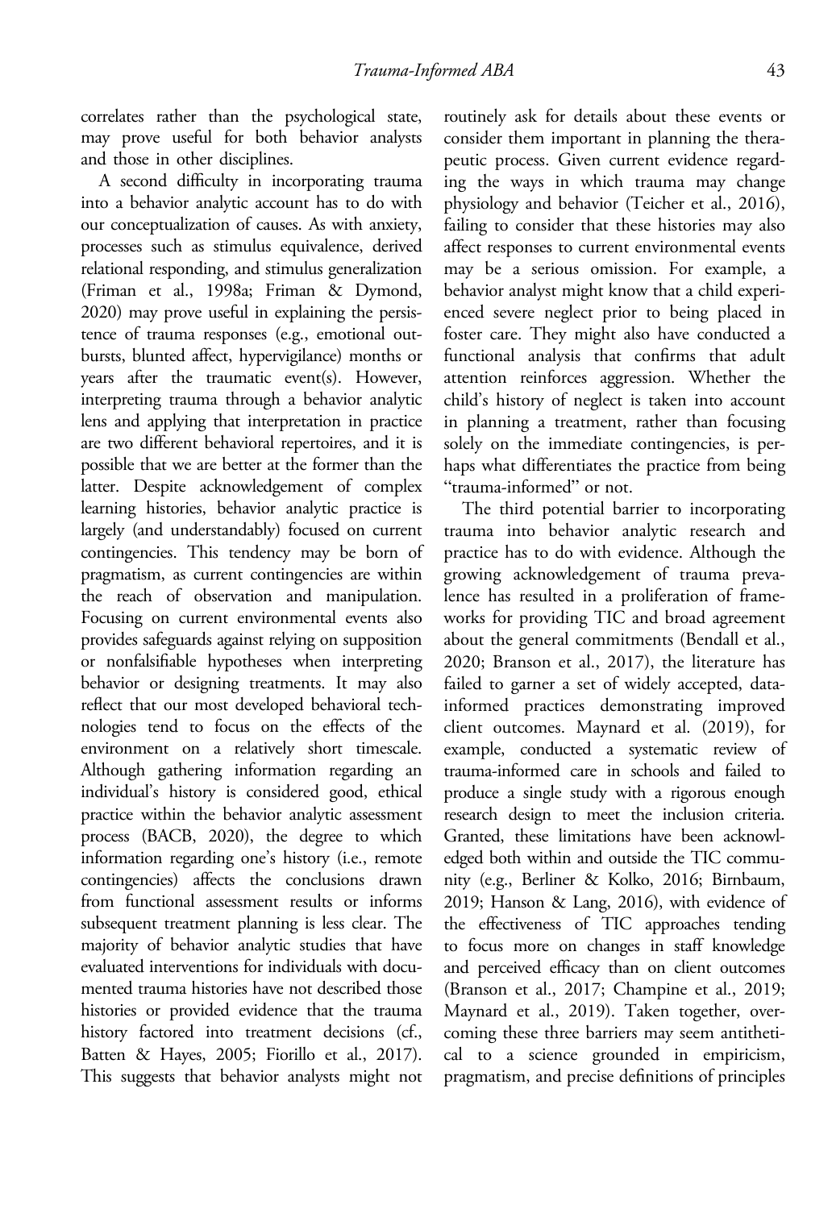correlates rather than the psychological state, may prove useful for both behavior analysts and those in other disciplines.

A second difficulty in incorporating trauma into a behavior analytic account has to do with our conceptualization of causes. As with anxiety, processes such as stimulus equivalence, derived relational responding, and stimulus generalization (Friman et al., 1998a; Friman & Dymond, 2020) may prove useful in explaining the persistence of trauma responses (e.g., emotional outbursts, blunted affect, hypervigilance) months or years after the traumatic event(s). However, interpreting trauma through a behavior analytic lens and applying that interpretation in practice are two different behavioral repertoires, and it is possible that we are better at the former than the latter. Despite acknowledgement of complex learning histories, behavior analytic practice is largely (and understandably) focused on current contingencies. This tendency may be born of pragmatism, as current contingencies are within the reach of observation and manipulation. Focusing on current environmental events also provides safeguards against relying on supposition or nonfalsifiable hypotheses when interpreting behavior or designing treatments. It may also reflect that our most developed behavioral technologies tend to focus on the effects of the environment on a relatively short timescale. Although gathering information regarding an individual's history is considered good, ethical practice within the behavior analytic assessment process (BACB, 2020), the degree to which information regarding one's history (i.e., remote contingencies) affects the conclusions drawn from functional assessment results or informs subsequent treatment planning is less clear. The majority of behavior analytic studies that have evaluated interventions for individuals with documented trauma histories have not described those histories or provided evidence that the trauma history factored into treatment decisions (cf., Batten & Hayes, 2005; Fiorillo et al., 2017). This suggests that behavior analysts might not routinely ask for details about these events or consider them important in planning the therapeutic process. Given current evidence regarding the ways in which trauma may change physiology and behavior (Teicher et al., 2016), failing to consider that these histories may also affect responses to current environmental events may be a serious omission. For example, a behavior analyst might know that a child experienced severe neglect prior to being placed in foster care. They might also have conducted a functional analysis that confirms that adult attention reinforces aggression. Whether the child's history of neglect is taken into account in planning a treatment, rather than focusing solely on the immediate contingencies, is perhaps what differentiates the practice from being "trauma-informed" or not.

The third potential barrier to incorporating trauma into behavior analytic research and practice has to do with evidence. Although the growing acknowledgement of trauma prevalence has resulted in a proliferation of frameworks for providing TIC and broad agreement about the general commitments (Bendall et al., 2020; Branson et al., 2017), the literature has failed to garner a set of widely accepted, data-informed practices demonstrating improved client outcomes. Maynard et al. (2019), for example, conducted a systematic review of trauma-informed care in schools and failed to produce a single study with a rigorous enough research design to meet the inclusion criteria. Granted, these limitations have been acknowledged both within and outside the TIC community (e.g., Berliner & Kolko, 2016; Birnbaum, 2019; Hanson & Lang, 2016), with evidence of the effectiveness of TIC approaches tending to focus more on changes in staff knowledge and perceived efficacy than on client outcomes (Branson et al., 2017; Champine et al., 2019; Maynard et al., 2019). Taken together, overcoming these three barriers may seem antithetical to a science grounded in empiricism, pragmatism, and precise definitions of principles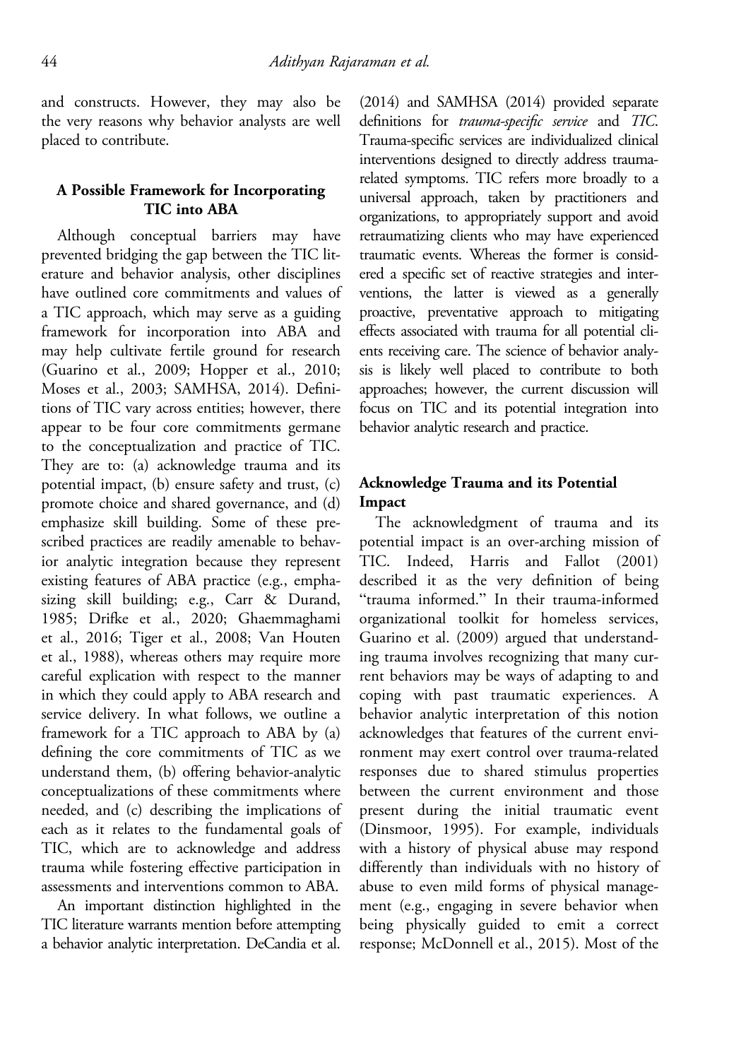and constructs. However, they may also be the very reasons why behavior analysts are well placed to contribute.

## A Possible Framework for Incorporating TIC into ABA

Although conceptual barriers may have prevented bridging the gap between the TIC literature and behavior analysis, other disciplines have outlined core commitments and values of a TIC approach, which may serve as a guiding framework for incorporation into ABA and may help cultivate fertile ground for research (Guarino et al., 2009; Hopper et al., 2010; Moses et al., 2003; SAMHSA, 2014). Definitions of TIC vary across entities; however, there appear to be four core commitments germane to the conceptualization and practice of TIC. They are to: (a) acknowledge trauma and its potential impact, (b) ensure safety and trust, (c) promote choice and shared governance, and (d) emphasize skill building. Some of these prescribed practices are readily amenable to behavior analytic integration because they represent existing features of ABA practice (e.g., emphasizing skill building; e.g., Carr & Durand, 1985; Drifke et al., 2020; Ghaemmaghami et al., 2016; Tiger et al., 2008; Van Houten et al., 1988), whereas others may require more careful explication with respect to the manner in which they could apply to ABA research and service delivery. In what follows, we outline a framework for a TIC approach to ABA by (a) defining the core commitments of TIC as we understand them, (b) offering behavior-analytic conceptualizations of these commitments where needed, and (c) describing the implications of each as it relates to the fundamental goals of TIC, which are to acknowledge and address trauma while fostering effective participation in assessments and interventions common to ABA.

An important distinction highlighted in the TIC literature warrants mention before attempting a behavior analytic interpretation. DeCandia et al. (2014) and SAMHSA (2014) provided separate definitions for *trauma-specific service* and *TIC*. Trauma-specific services are individualized clinical interventions designed to directly address trauma-related symptoms. TIC refers more broadly to a universal approach, taken by practitioners and organizations, to appropriately support and avoid retraumatizing clients who may have experienced traumatic events. Whereas the former is considered a specific set of reactive strategies and interventions, the latter is viewed as a generally proactive, preventative approach to mitigating effects associated with trauma for all potential clients receiving care. The science of behavior analysis is likely well placed to contribute to both approaches; however, the current discussion will focus on TIC and its potential integration into behavior analytic research and practice.

### Acknowledge Trauma and its Potential Impact

The acknowledgment of trauma and its potential impact is an over-arching mission of TIC. Indeed, Harris and Fallot (2001) described it as the very definition of being "trauma informed." In their trauma-informed organizational toolkit for homeless services, Guarino et al. (2009) argued that understanding trauma involves recognizing that many current behaviors may be ways of adapting to and coping with past traumatic experiences. A behavior analytic interpretation of this notion acknowledges that features of the current environment may exert control over trauma-related responses due to shared stimulus properties between the current environment and those present during the initial traumatic event (Dinsmoor, 1995). For example, individuals with a history of physical abuse may respond differently than individuals with no history of abuse to even mild forms of physical management (e.g., engaging in severe behavior when being physically guided to emit a correct response; McDonnell et al., 2015). Most of the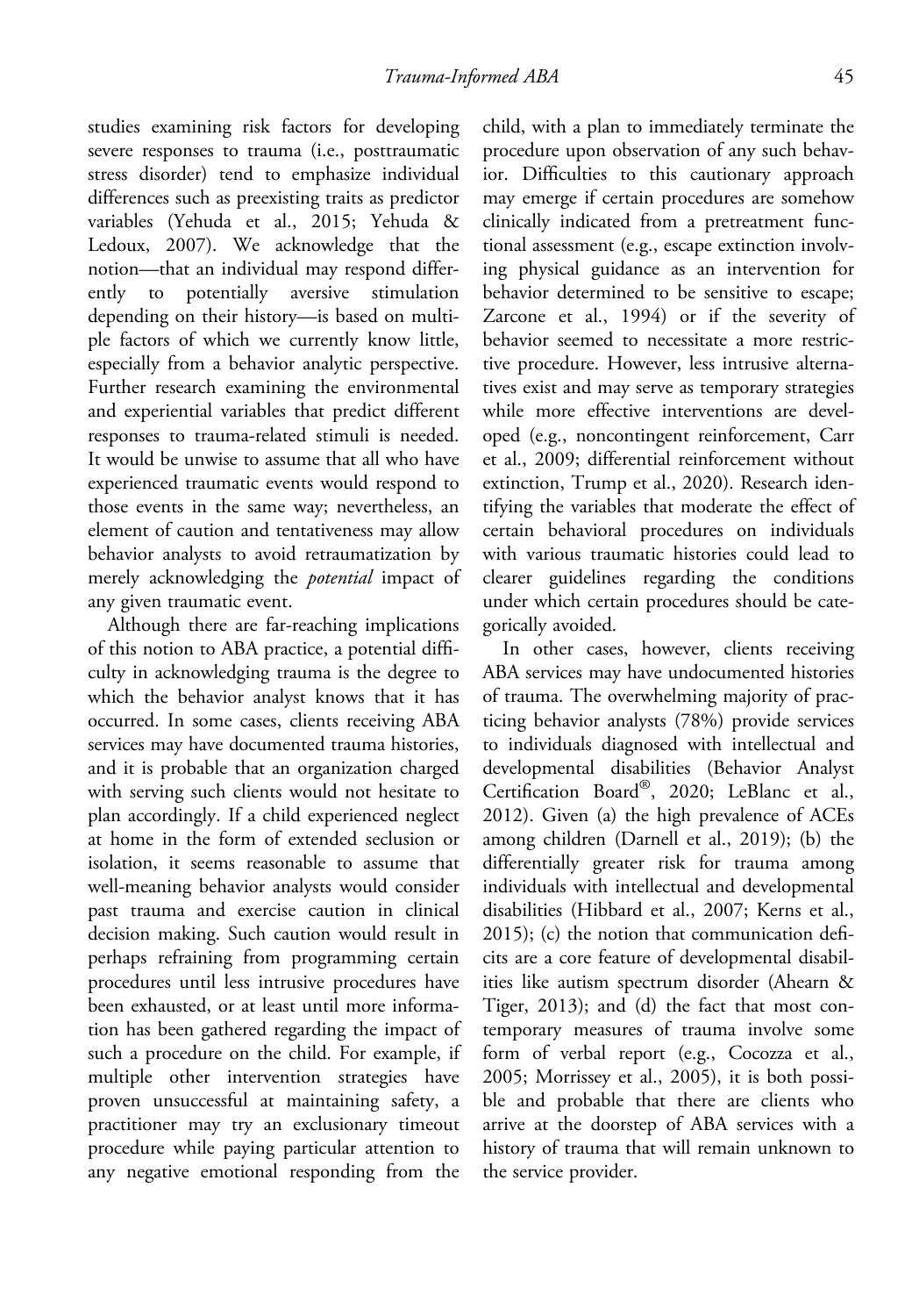studies examining risk factors for developing severe responses to trauma (i.e., posttraumatic stress disorder) tend to emphasize individual differences such as preexisting traits as predictor variables (Yehuda et al., 2015; Yehuda & Ledoux, 2007). We acknowledge that the notion—that an individual may respond differently to potentially aversive stimulation depending on their history—is based on multiple factors of which we currently know little, especially from a behavior analytic perspective. Further research examining the environmental and experiential variables that predict different responses to trauma-related stimuli is needed. It would be unwise to assume that all who have experienced traumatic events would respond to those events in the same way; nevertheless, an element of caution and tentativeness may allow behavior analysts to avoid retraumatization by merely acknowledging the *potential* impact of any given traumatic event.

Although there are far-reaching implications of this notion to ABA practice, a potential difficulty in acknowledging trauma is the degree to which the behavior analyst knows that it has occurred. In some cases, clients receiving ABA services may have documented trauma histories, and it is probable that an organization charged with serving such clients would not hesitate to plan accordingly. If a child experienced neglect at home in the form of extended seclusion or isolation, it seems reasonable to assume that well-meaning behavior analysts would consider past trauma and exercise caution in clinical decision making. Such caution would result in perhaps refraining from programming certain procedures until less intrusive procedures have been exhausted, or at least until more information has been gathered regarding the impact of such a procedure on the child. For example, if multiple other intervention strategies have proven unsuccessful at maintaining safety, a practitioner may try an exclusionary timeout procedure while paying particular attention to any negative emotional responding from the child, with a plan to immediately terminate the procedure upon observation of any such behavior. Difficulties to this cautionary approach may emerge if certain procedures are somehow clinically indicated from a pretreatment functional assessment (e.g., escape extinction involving physical guidance as an intervention for behavior determined to be sensitive to escape; Zarcone et al., 1994) or if the severity of behavior seemed to necessitate a more restrictive procedure. However, less intrusive alternatives exist and may serve as temporary strategies while more effective interventions are developed (e.g., noncontingent reinforcement, Carr et al., 2009; differential reinforcement without extinction, Trump et al., 2020). Research identifying the variables that moderate the effect of certain behavioral procedures on individuals with various traumatic histories could lead to clearer guidelines regarding the conditions under which certain procedures should be categorically avoided.

In other cases, however, clients receiving ABA services may have undocumented histories of trauma. The overwhelming majority of practicing behavior analysts (78%) provide services to individuals diagnosed with intellectual and developmental disabilities (Behavior Analyst Certification Board®, 2020; LeBlanc et al., 2012). Given (a) the high prevalence of ACEs among children (Darnell et al., 2019); (b) the differentially greater risk for trauma among individuals with intellectual and developmental disabilities (Hibbard et al., 2007; Kerns et al., 2015); (c) the notion that communication deficits are a core feature of developmental disabilities like autism spectrum disorder (Ahearn & Tiger, 2013); and (d) the fact that most contemporary measures of trauma involve some form of verbal report (e.g., Cocozza et al., 2005; Morrissey et al., 2005), it is both possible and probable that there are clients who arrive at the doorstep of ABA services with a history of trauma that will remain unknown to the service provider.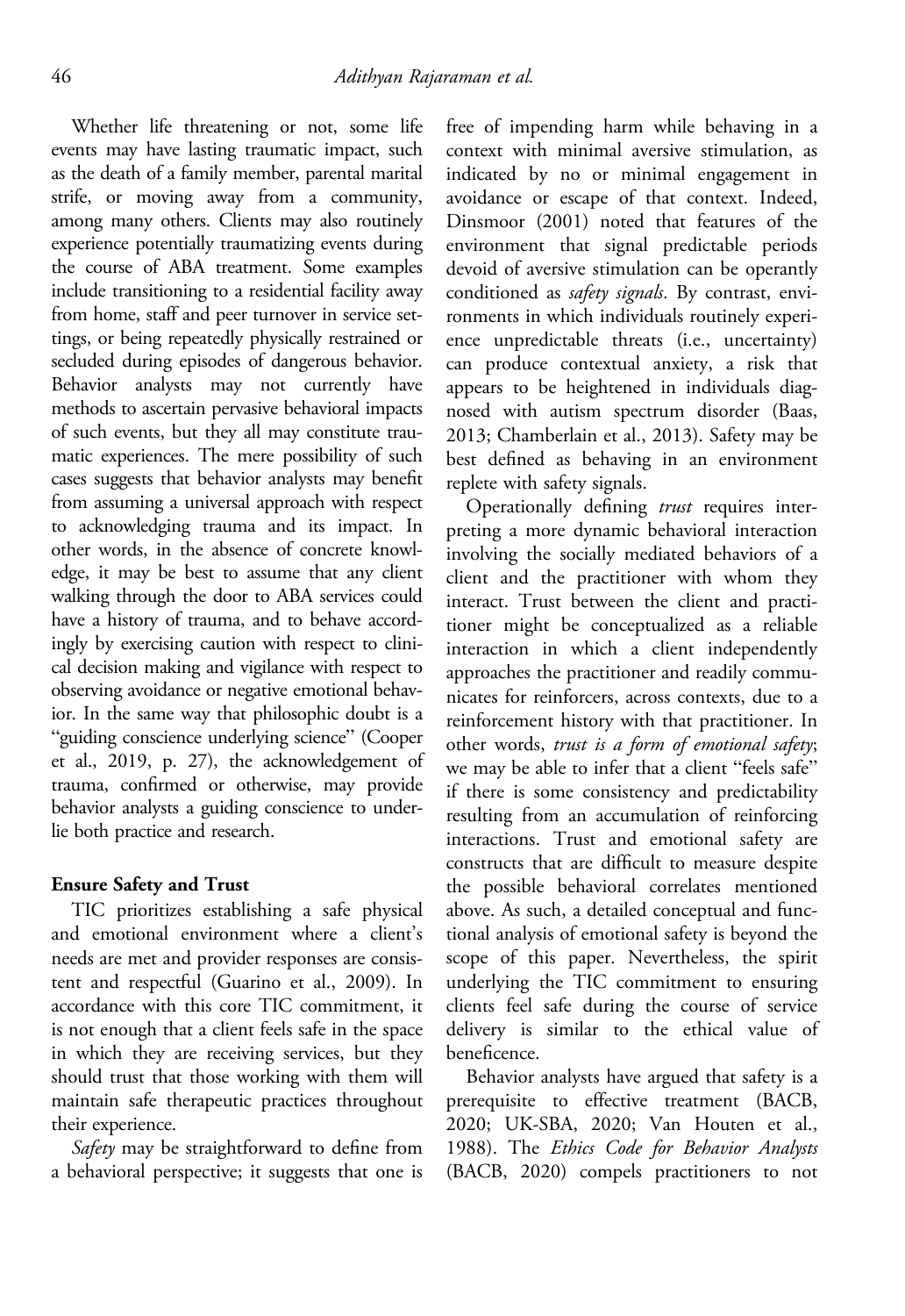Whether life threatening or not, some life events may have lasting traumatic impact, such as the death of a family member, parental marital strife, or moving away from a community, among many others. Clients may also routinely experience potentially traumatizing events during the course of ABA treatment. Some examples include transitioning to a residential facility away from home, staff and peer turnover in service settings, or being repeatedly physically restrained or secluded during episodes of dangerous behavior. Behavior analysts may not currently have methods to ascertain pervasive behavioral impacts of such events, but they all may constitute traumatic experiences. The mere possibility of such cases suggests that behavior analysts may benefit from assuming a universal approach with respect to acknowledging trauma and its impact. In other words, in the absence of concrete knowledge, it may be best to assume that any client walking through the door to ABA services could have a history of trauma, and to behave accordingly by exercising caution with respect to clinical decision making and vigilance with respect to observing avoidance or negative emotional behavior. In the same way that philosophic doubt is a "guiding conscience underlying science" (Cooper et al., 2019, p. 27), the acknowledgement of trauma, confirmed or otherwise, may provide behavior analysts a guiding conscience to underlie both practice and research.

## Ensure Safety and Trust

TIC prioritizes establishing a safe physical and emotional environment where a client's needs are met and provider responses are consistent and respectful (Guarino et al., 2009). In accordance with this core TIC commitment, it is not enough that a client feels safe in the space in which they are receiving services, but they should trust that those working with them will maintain safe therapeutic practices throughout their experience.

*Safety* may be straightforward to define from a behavioral perspective; it suggests that one is free of impending harm while behaving in a context with minimal aversive stimulation, as indicated by no or minimal engagement in avoidance or escape of that context. Indeed, Dinsmoor (2001) noted that features of the environment that signal predictable periods devoid of aversive stimulation can be operantly conditioned as *safety signals*. By contrast, environments in which individuals routinely experience unpredictable threats (i.e., uncertainty) can produce contextual anxiety, a risk that appears to be heightened in individuals diagnosed with autism spectrum disorder (Baas, 2013; Chamberlain et al., 2013). Safety may be best defined as behaving in an environment replete with safety signals.

Operationally defining *trust* requires interpreting a more dynamic behavioral interaction involving the socially mediated behaviors of a client and the practitioner with whom they interact. Trust between the client and practitioner might be conceptualized as a reliable interaction in which a client independently approaches the practitioner and readily communicates for reinforcers, across contexts, due to a reinforcement history with that practitioner. In other words, *trust is a form of emotional safety*; we may be able to infer that a client "feels safe" if there is some consistency and predictability resulting from an accumulation of reinforcing interactions. Trust and emotional safety are constructs that are difficult to measure despite the possible behavioral correlates mentioned above. As such, a detailed conceptual and functional analysis of emotional safety is beyond the scope of this paper. Nevertheless, the spirit underlying the TIC commitment to ensuring clients feel safe during the course of service delivery is similar to the ethical value of beneficence.

Behavior analysts have argued that safety is a prerequisite to effective treatment (BACB, 2020; UK-SBA, 2020; Van Houten et al., 1988). The *Ethics Code for Behavior Analysts* (BACB, 2020) compels practitioners to not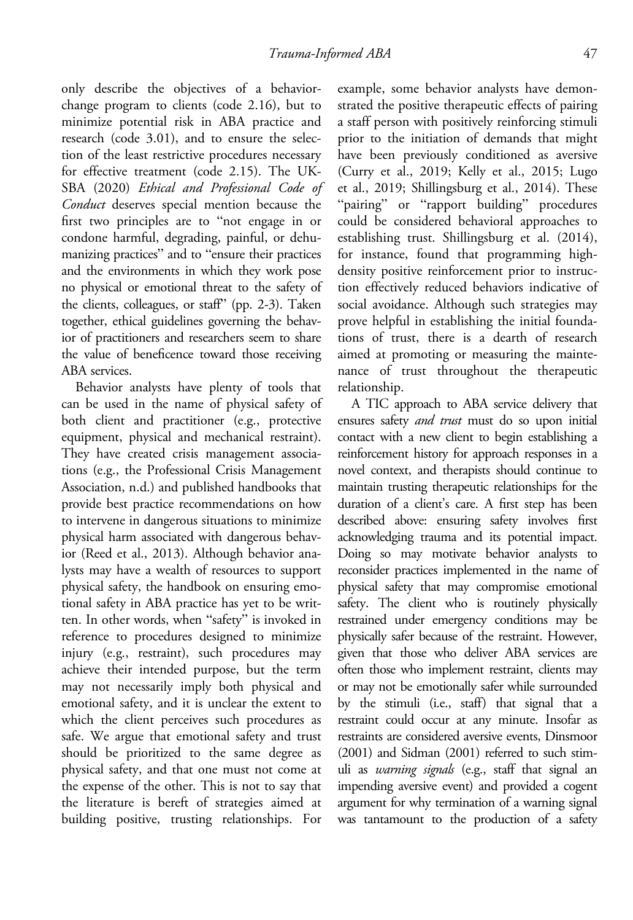only describe the objectives of a behavior-change program to clients (code 2.16), but to minimize potential risk in ABA practice and research (code 3.01), and to ensure the selection of the least restrictive procedures necessary for effective treatment (code 2.15). The UK-SBA (2020) *Ethical and Professional Code of Conduct* deserves special mention because the first two principles are to "not engage in or condone harmful, degrading, painful, or dehumanizing practices" and to "ensure their practices and the environments in which they work pose no physical or emotional threat to the safety of the clients, colleagues, or staff" (pp. 2-3). Taken together, ethical guidelines governing the behavior of practitioners and researchers seem to share the value of beneficence toward those receiving ABA services.

Behavior analysts have plenty of tools that can be used in the name of physical safety of both client and practitioner (e.g., protective equipment, physical and mechanical restraint). They have created crisis management associations (e.g., the Professional Crisis Management Association, n.d.) and published handbooks that provide best practice recommendations on how to intervene in dangerous situations to minimize physical harm associated with dangerous behavior (Reed et al., 2013). Although behavior analysts may have a wealth of resources to support physical safety, the handbook on ensuring emotional safety in ABA practice has yet to be written. In other words, when "safety" is invoked in reference to procedures designed to minimize injury (e.g., restraint), such procedures may achieve their intended purpose, but the term may not necessarily imply both physical and emotional safety, and it is unclear the extent to which the client perceives such procedures as safe. We argue that emotional safety and trust should be prioritized to the same degree as physical safety, and that one must not come at the expense of the other. This is not to say that the literature is bereft of strategies aimed at building positive, trusting relationships. For example, some behavior analysts have demonstrated the positive therapeutic effects of pairing a staff person with positively reinforcing stimuli prior to the initiation of demands that might have been previously conditioned as aversive (Curry et al., 2019; Kelly et al., 2015; Lugo et al., 2019; Shillingsburg et al., 2014). These "pairing" or "rapport building" procedures could be considered behavioral approaches to establishing trust. Shillingsburg et al. (2014), for instance, found that programming high-density positive reinforcement prior to instruction effectively reduced behaviors indicative of social avoidance. Although such strategies may prove helpful in establishing the initial foundations of trust, there is a dearth of research aimed at promoting or measuring the maintenance of trust throughout the therapeutic relationship.

A TIC approach to ABA service delivery that ensures safety *and trust* must do so upon initial contact with a new client to begin establishing a reinforcement history for approach responses in a novel context, and therapists should continue to maintain trusting therapeutic relationships for the duration of a client's care. A first step has been described above: ensuring safety involves first acknowledging trauma and its potential impact. Doing so may motivate behavior analysts to reconsider practices implemented in the name of physical safety that may compromise emotional safety. The client who is routinely physically restrained under emergency conditions may be physically safer because of the restraint. However, given that those who deliver ABA services are often those who implement restraint, clients may or may not be emotionally safer while surrounded by the stimuli (i.e., staff) that signal that a restraint could occur at any minute. Insofar as restraints are considered aversive events, Dinsmoor (2001) and Sidman (2001) referred to such stimuli as *warning signals* (e.g., staff that signal an impending aversive event) and provided a cogent argument for why termination of a warning signal was tantamount to the production of a safety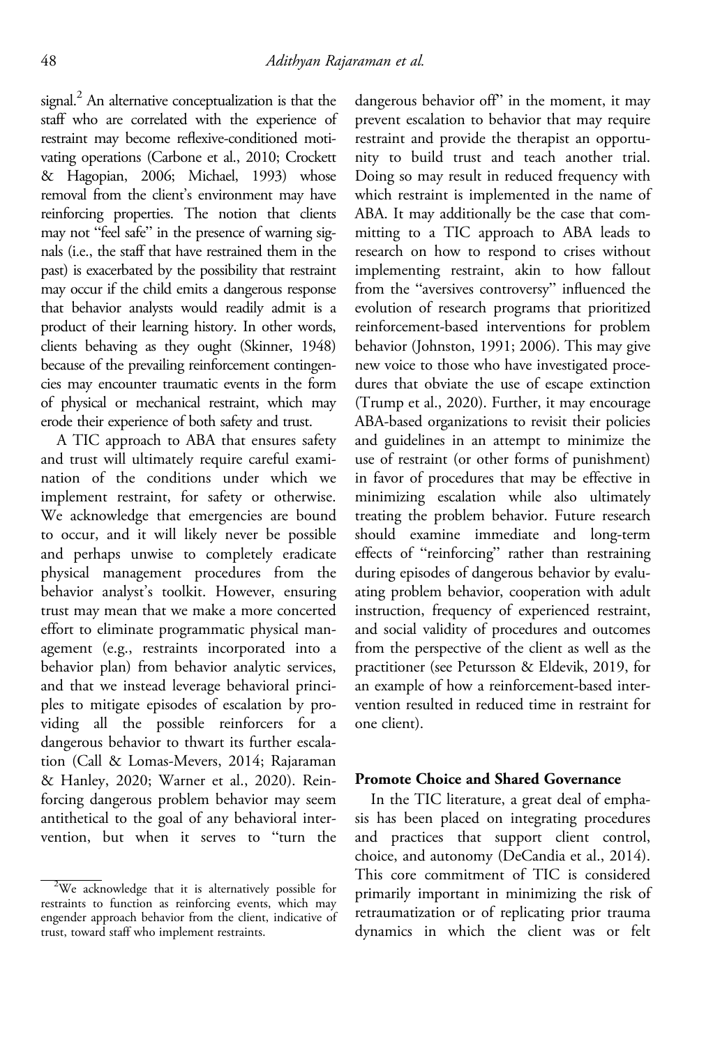signal.[2] An alternative conceptualization is that the staff who are correlated with the experience of restraint may become reflexive-conditioned motivating operations (Carbone et al., 2010; Crockett & Hagopian, 2006; Michael, 1993) whose removal from the client's environment may have reinforcing properties. The notion that clients may not "feel safe" in the presence of warning signals (i.e., the staff that have restrained them in the past) is exacerbated by the possibility that restraint may occur if the child emits a dangerous response that behavior analysts would readily admit is a product of their learning history. In other words, clients behaving as they ought (Skinner, 1948) because of the prevailing reinforcement contingencies may encounter traumatic events in the form of physical or mechanical restraint, which may erode their experience of both safety and trust.

A TIC approach to ABA that ensures safety and trust will ultimately require careful examination of the conditions under which we implement restraint, for safety or otherwise. We acknowledge that emergencies are bound to occur, and it will likely never be possible and perhaps unwise to completely eradicate physical management procedures from the behavior analyst's toolkit. However, ensuring trust may mean that we make a more concerted effort to eliminate programmatic physical management (e.g., restraints incorporated into a behavior plan) from behavior analytic services, and that we instead leverage behavioral principles to mitigate episodes of escalation by providing all the possible reinforcers for a dangerous behavior to thwart its further escalation (Call & Lomas-Mevers, 2014; Rajaraman & Hanley, 2020; Warner et al., 2020). Reinforcing dangerous problem behavior may seem antithetical to the goal of any behavioral intervention, but when it serves to "turn the dangerous behavior off" in the moment, it may prevent escalation to behavior that may require restraint and provide the therapist an opportunity to build trust and teach another trial. Doing so may result in reduced frequency with which restraint is implemented in the name of ABA. It may additionally be the case that committing to a TIC approach to ABA leads to research on how to respond to crises without implementing restraint, akin to how fallout from the "aversives controversy" influenced the evolution of research programs that prioritized reinforcement-based interventions for problem behavior (Johnston, 1991; 2006). This may give new voice to those who have investigated procedures that obviate the use of escape extinction (Trump et al., 2020). Further, it may encourage ABA-based organizations to revisit their policies and guidelines in an attempt to minimize the use of restraint (or other forms of punishment) in favor of procedures that may be effective in minimizing escalation while also ultimately treating the problem behavior. Future research should examine immediate and long-term effects of "reinforcing" rather than restraining during episodes of dangerous behavior by evaluating problem behavior, cooperation with adult instruction, frequency of experienced restraint, and social validity of procedures and outcomes from the perspective of the client as well as the practitioner (see Petursson & Eldevik, 2019, for an example of how a reinforcement-based intervention resulted in reduced time in restraint for one client).

### Promote Choice and Shared Governance

In the TIC literature, a great deal of emphasis has been placed on integrating procedures and practices that support client control, choice, and autonomy (DeCandia et al., 2014). This core commitment of TIC is considered primarily important in minimizing the risk of retraumatization or of replicating prior trauma dynamics in which the client was or felt

[2] We acknowledge that it is alternatively possible for restraints to function as reinforcing events, which may engender approach behavior from the client, indicative of trust, toward staff who implement restraints.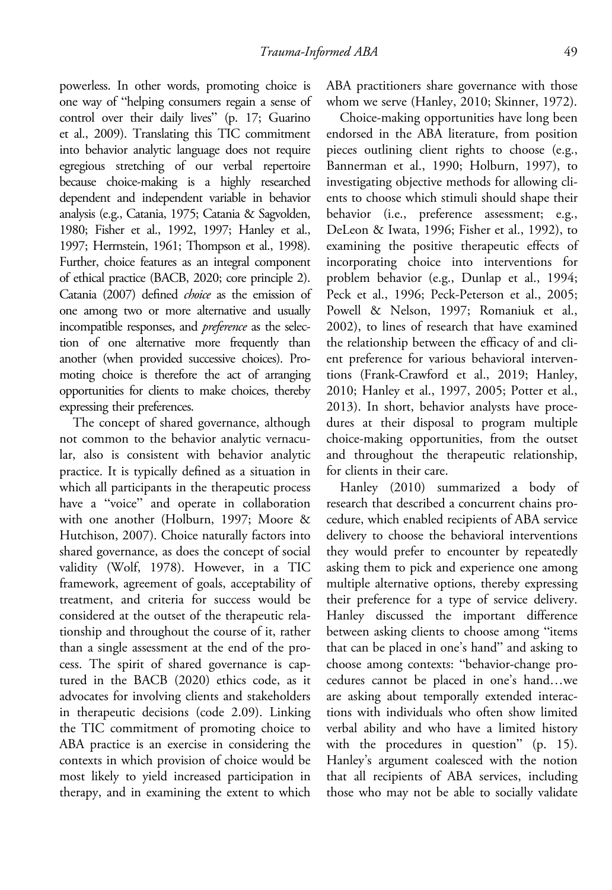powerless. In other words, promoting choice is one way of "helping consumers regain a sense of control over their daily lives" (p. 17; Guarino et al., 2009). Translating this TIC commitment into behavior analytic language does not require egregious stretching of our verbal repertoire because choice-making is a highly researched dependent and independent variable in behavior analysis (e.g., Catania, 1975; Catania & Sagvolden, 1980; Fisher et al., 1992, 1997; Hanley et al., 1997; Herrnstein, 1961; Thompson et al., 1998). Further, choice features as an integral component of ethical practice (BACB, 2020; core principle 2). Catania (2007) defined *choice* as the emission of one among two or more alternative and usually incompatible responses, and *preference* as the selection of one alternative more frequently than another (when provided successive choices). Promoting choice is therefore the act of arranging opportunities for clients to make choices, thereby expressing their preferences.

The concept of shared governance, although not common to the behavior analytic vernacular, also is consistent with behavior analytic practice. It is typically defined as a situation in which all participants in the therapeutic process have a "voice" and operate in collaboration with one another (Holburn, 1997; Moore & Hutchison, 2007). Choice naturally factors into shared governance, as does the concept of social validity (Wolf, 1978). However, in a TIC framework, agreement of goals, acceptability of treatment, and criteria for success would be considered at the outset of the therapeutic relationship and throughout the course of it, rather than a single assessment at the end of the process. The spirit of shared governance is captured in the BACB (2020) ethics code, as it advocates for involving clients and stakeholders in therapeutic decisions (code 2.09). Linking the TIC commitment of promoting choice to ABA practice is an exercise in considering the contexts in which provision of choice would be most likely to yield increased participation in therapy, and in examining the extent to which ABA practitioners share governance with those whom we serve (Hanley, 2010; Skinner, 1972).

Choice-making opportunities have long been endorsed in the ABA literature, from position pieces outlining client rights to choose (e.g., Bannerman et al., 1990; Holburn, 1997), to investigating objective methods for allowing clients to choose which stimuli should shape their behavior (i.e., preference assessment; e.g., DeLeon & Iwata, 1996; Fisher et al., 1992), to examining the positive therapeutic effects of incorporating choice into interventions for problem behavior (e.g., Dunlap et al., 1994; Peck et al., 1996; Peck-Peterson et al., 2005; Powell & Nelson, 1997; Romaniuk et al., 2002), to lines of research that have examined the relationship between the efficacy of and client preference for various behavioral interventions (Frank-Crawford et al., 2019; Hanley, 2010; Hanley et al., 1997, 2005; Potter et al., 2013). In short, behavior analysts have procedures at their disposal to program multiple choice-making opportunities, from the outset and throughout the therapeutic relationship, for clients in their care.

Hanley (2010) summarized a body of research that described a concurrent chains procedure, which enabled recipients of ABA service delivery to choose the behavioral interventions they would prefer to encounter by repeatedly asking them to pick and experience one among multiple alternative options, thereby expressing their preference for a type of service delivery. Hanley discussed the important difference between asking clients to choose among "items that can be placed in one's hand" and asking to choose among contexts: "behavior-change procedures cannot be placed in one's hand…we are asking about temporally extended interactions with individuals who often show limited verbal ability and who have a limited history with the procedures in question" (p. 15). Hanley's argument coalesced with the notion that all recipients of ABA services, including those who may not be able to socially validate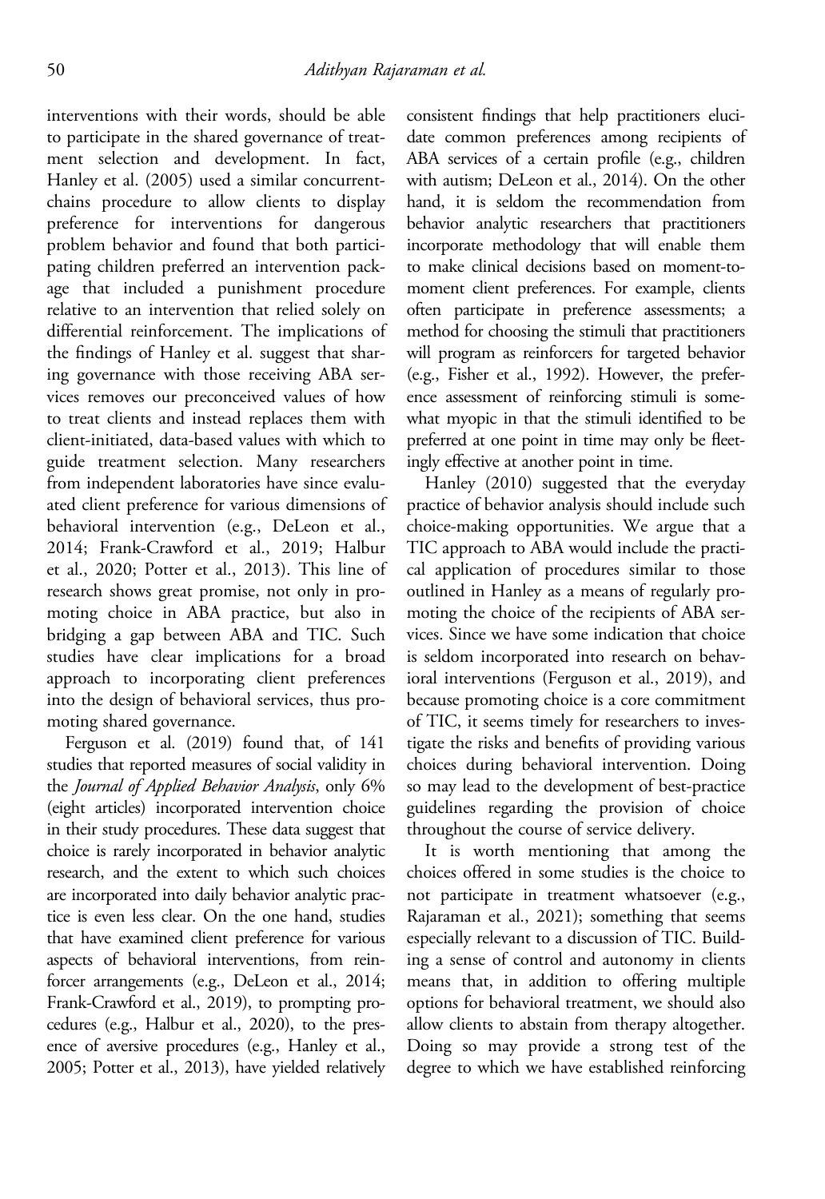interventions with their words, should be able to participate in the shared governance of treatment selection and development. In fact, Hanley et al. (2005) used a similar concurrent-chains procedure to allow clients to display preference for interventions for dangerous problem behavior and found that both participating children preferred an intervention package that included a punishment procedure relative to an intervention that relied solely on differential reinforcement. The implications of the findings of Hanley et al. suggest that sharing governance with those receiving ABA services removes our preconceived values of how to treat clients and instead replaces them with client-initiated, data-based values with which to guide treatment selection. Many researchers from independent laboratories have since evaluated client preference for various dimensions of behavioral intervention (e.g., DeLeon et al., 2014; Frank-Crawford et al., 2019; Halbur et al., 2020; Potter et al., 2013). This line of research shows great promise, not only in promoting choice in ABA practice, but also in bridging a gap between ABA and TIC. Such studies have clear implications for a broad approach to incorporating client preferences into the design of behavioral services, thus promoting shared governance.

Ferguson et al. (2019) found that, of 141 studies that reported measures of social validity in the *Journal of Applied Behavior Analysis*, only 6% (eight articles) incorporated intervention choice in their study procedures. These data suggest that choice is rarely incorporated in behavior analytic research, and the extent to which such choices are incorporated into daily behavior analytic practice is even less clear. On the one hand, studies that have examined client preference for various aspects of behavioral interventions, from reinforcer arrangements (e.g., DeLeon et al., 2014; Frank-Crawford et al., 2019), to prompting procedures (e.g., Halbur et al., 2020), to the presence of aversive procedures (e.g., Hanley et al., 2005; Potter et al., 2013), have yielded relatively consistent findings that help practitioners elucidate common preferences among recipients of ABA services of a certain profile (e.g., children with autism; DeLeon et al., 2014). On the other hand, it is seldom the recommendation from behavior analytic researchers that practitioners incorporate methodology that will enable them to make clinical decisions based on moment-to-moment client preferences. For example, clients often participate in preference assessments; a method for choosing the stimuli that practitioners will program as reinforcers for targeted behavior (e.g., Fisher et al., 1992). However, the preference assessment of reinforcing stimuli is somewhat myopic in that the stimuli identified to be preferred at one point in time may only be fleetingly effective at another point in time.

Hanley (2010) suggested that the everyday practice of behavior analysis should include such choice-making opportunities. We argue that a TIC approach to ABA would include the practical application of procedures similar to those outlined in Hanley as a means of regularly promoting the choice of the recipients of ABA services. Since we have some indication that choice is seldom incorporated into research on behavioral interventions (Ferguson et al., 2019), and because promoting choice is a core commitment of TIC, it seems timely for researchers to investigate the risks and benefits of providing various choices during behavioral intervention. Doing so may lead to the development of best-practice guidelines regarding the provision of choice throughout the course of service delivery.

It is worth mentioning that among the choices offered in some studies is the choice to not participate in treatment whatsoever (e.g., Rajaraman et al., 2021); something that seems especially relevant to a discussion of TIC. Building a sense of control and autonomy in clients means that, in addition to offering multiple options for behavioral treatment, we should also allow clients to abstain from therapy altogether. Doing so may provide a strong test of the degree to which we have established reinforcing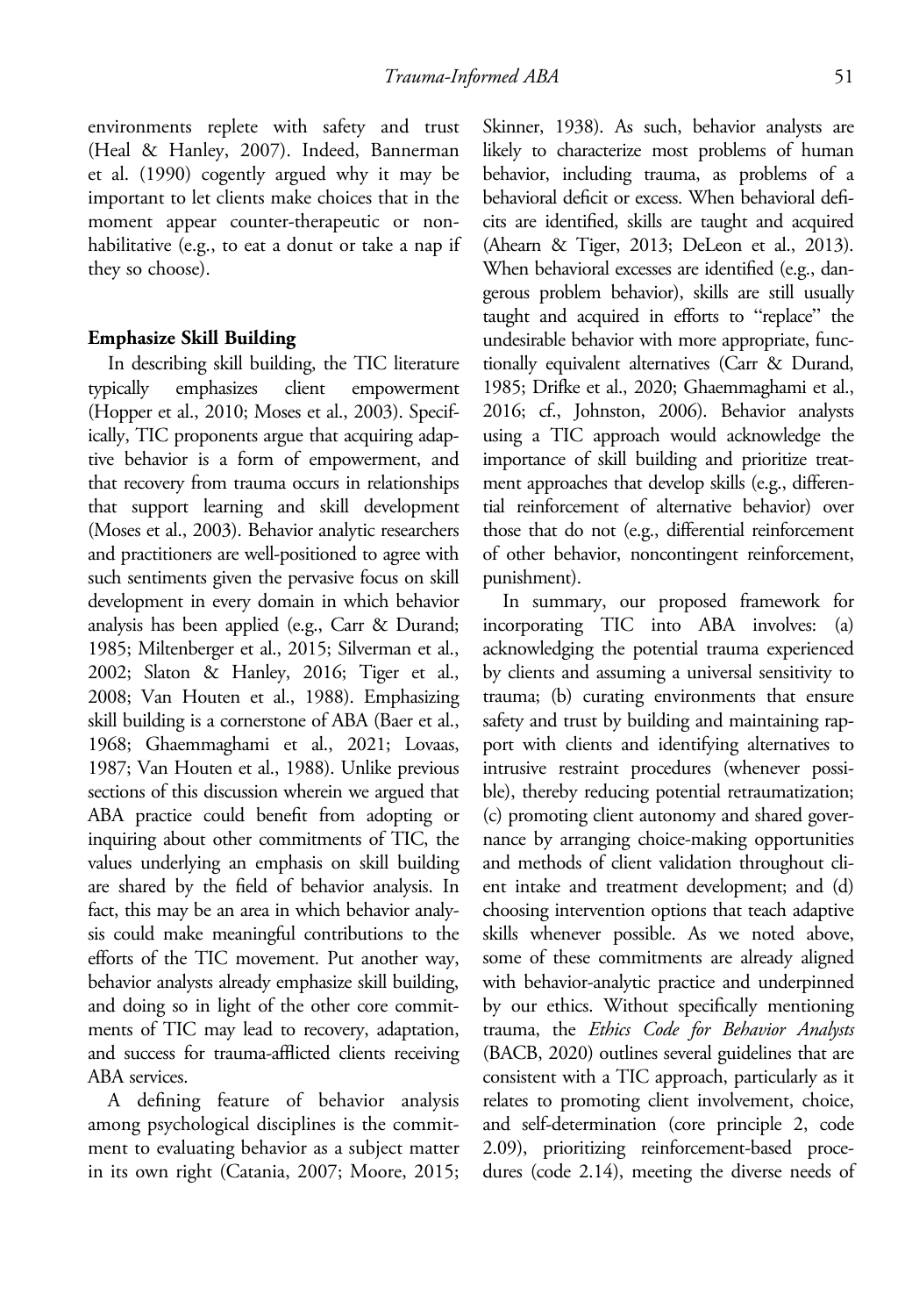environments replete with safety and trust (Heal & Hanley, 2007). Indeed, Bannerman et al. (1990) cogently argued why it may be important to let clients make choices that in the moment appear counter-therapeutic or non-habilitative (e.g., to eat a donut or take a nap if they so choose).

### Emphasize Skill Building

In describing skill building, the TIC literature typically emphasizes client empowerment (Hopper et al., 2010; Moses et al., 2003). Specifically, TIC proponents argue that acquiring adaptive behavior is a form of empowerment, and that recovery from trauma occurs in relationships that support learning and skill development (Moses et al., 2003). Behavior analytic researchers and practitioners are well-positioned to agree with such sentiments given the pervasive focus on skill development in every domain in which behavior analysis has been applied (e.g., Carr & Durand; 1985; Miltenberger et al., 2015; Silverman et al., 2002; Slaton & Hanley, 2016; Tiger et al., 2008; Van Houten et al., 1988). Emphasizing skill building is a cornerstone of ABA (Baer et al., 1968; Ghaemmaghami et al., 2021; Lovaas, 1987; Van Houten et al., 1988). Unlike previous sections of this discussion wherein we argued that ABA practice could benefit from adopting or inquiring about other commitments of TIC, the values underlying an emphasis on skill building are shared by the field of behavior analysis. In fact, this may be an area in which behavior analysis could make meaningful contributions to the efforts of the TIC movement. Put another way, behavior analysts already emphasize skill building, and doing so in light of the other core commitments of TIC may lead to recovery, adaptation, and success for trauma-afflicted clients receiving ABA services.

A defining feature of behavior analysis among psychological disciplines is the commitment to evaluating behavior as a subject matter in its own right (Catania, 2007; Moore, 2015; Skinner, 1938). As such, behavior analysts are likely to characterize most problems of human behavior, including trauma, as problems of a behavioral deficit or excess. When behavioral deficits are identified, skills are taught and acquired (Ahearn & Tiger, 2013; DeLeon et al., 2013). When behavioral excesses are identified (e.g., dangerous problem behavior), skills are still usually taught and acquired in efforts to "replace" the undesirable behavior with more appropriate, functionally equivalent alternatives (Carr & Durand, 1985; Drifke et al., 2020; Ghaemmaghami et al., 2016; cf., Johnston, 2006). Behavior analysts using a TIC approach would acknowledge the importance of skill building and prioritize treatment approaches that develop skills (e.g., differential reinforcement of alternative behavior) over those that do not (e.g., differential reinforcement of other behavior, noncontingent reinforcement, punishment).

In summary, our proposed framework for incorporating TIC into ABA involves: (a) acknowledging the potential trauma experienced by clients and assuming a universal sensitivity to trauma; (b) curating environments that ensure safety and trust by building and maintaining rapport with clients and identifying alternatives to intrusive restraint procedures (whenever possible), thereby reducing potential retraumatization; (c) promoting client autonomy and shared governance by arranging choice-making opportunities and methods of client validation throughout client intake and treatment development; and (d) choosing intervention options that teach adaptive skills whenever possible. As we noted above, some of these commitments are already aligned with behavior-analytic practice and underpinned by our ethics. Without specifically mentioning trauma, the *Ethics Code for Behavior Analysts* (BACB, 2020) outlines several guidelines that are consistent with a TIC approach, particularly as it relates to promoting client involvement, choice, and self-determination (core principle 2, code 2.09), prioritizing reinforcement-based procedures (code 2.14), meeting the diverse needs of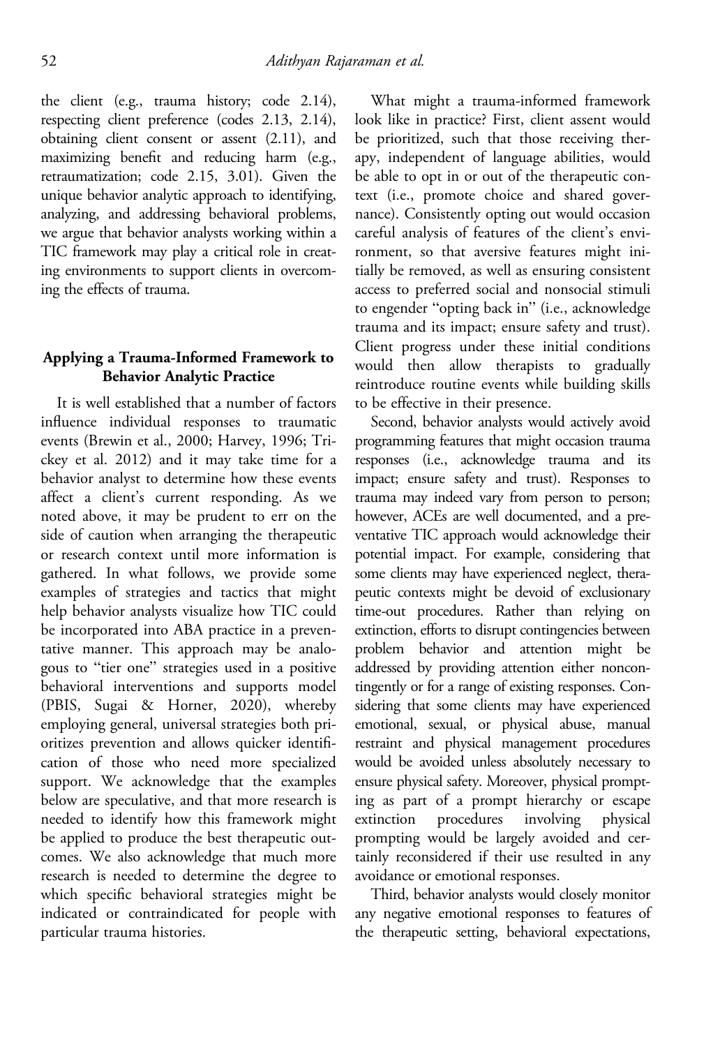the client (e.g., trauma history; code 2.14), respecting client preference (codes 2.13, 2.14), obtaining client consent or assent (2.11), and maximizing benefit and reducing harm (e.g., retraumatization; code 2.15, 3.01). Given the unique behavior analytic approach to identifying, analyzing, and addressing behavioral problems, we argue that behavior analysts working within a TIC framework may play a critical role in creating environments to support clients in overcoming the effects of trauma.

## Applying a Trauma-Informed Framework to Behavior Analytic Practice

It is well established that a number of factors influence individual responses to traumatic events (Brewin et al., 2000; Harvey, 1996; Trickey et al. 2012) and it may take time for a behavior analyst to determine how these events affect a client's current responding. As we noted above, it may be prudent to err on the side of caution when arranging the therapeutic or research context until more information is gathered. In what follows, we provide some examples of strategies and tactics that might help behavior analysts visualize how TIC could be incorporated into ABA practice in a preventative manner. This approach may be analogous to "tier one" strategies used in a positive behavioral interventions and supports model (PBIS, Sugai & Horner, 2020), whereby employing general, universal strategies both prioritizes prevention and allows quicker identification of those who need more specialized support. We acknowledge that the examples below are speculative, and that more research is needed to identify how this framework might be applied to produce the best therapeutic outcomes. We also acknowledge that much more research is needed to determine the degree to which specific behavioral strategies might be indicated or contraindicated for people with particular trauma histories.

What might a trauma-informed framework look like in practice? First, client assent would be prioritized, such that those receiving therapy, independent of language abilities, would be able to opt in or out of the therapeutic context (i.e., promote choice and shared governance). Consistently opting out would occasion careful analysis of features of the client's environment, so that aversive features might initially be removed, as well as ensuring consistent access to preferred social and nonsocial stimuli to engender "opting back in" (i.e., acknowledge trauma and its impact; ensure safety and trust). Client progress under these initial conditions would then allow therapists to gradually reintroduce routine events while building skills to be effective in their presence.

Second, behavior analysts would actively avoid programming features that might occasion trauma responses (i.e., acknowledge trauma and its impact; ensure safety and trust). Responses to trauma may indeed vary from person to person; however, ACEs are well documented, and a preventative TIC approach would acknowledge their potential impact. For example, considering that some clients may have experienced neglect, therapeutic contexts might be devoid of exclusionary time-out procedures. Rather than relying on extinction, efforts to disrupt contingencies between problem behavior and attention might be addressed by providing attention either noncontingently or for a range of existing responses. Considering that some clients may have experienced emotional, sexual, or physical abuse, manual restraint and physical management procedures would be avoided unless absolutely necessary to ensure physical safety. Moreover, physical prompting as part of a prompt hierarchy or escape extinction procedures involving physical prompting would be largely avoided and certainly reconsidered if their use resulted in any avoidance or emotional responses.

Third, behavior analysts would closely monitor any negative emotional responses to features of the therapeutic setting, behavioral expectations,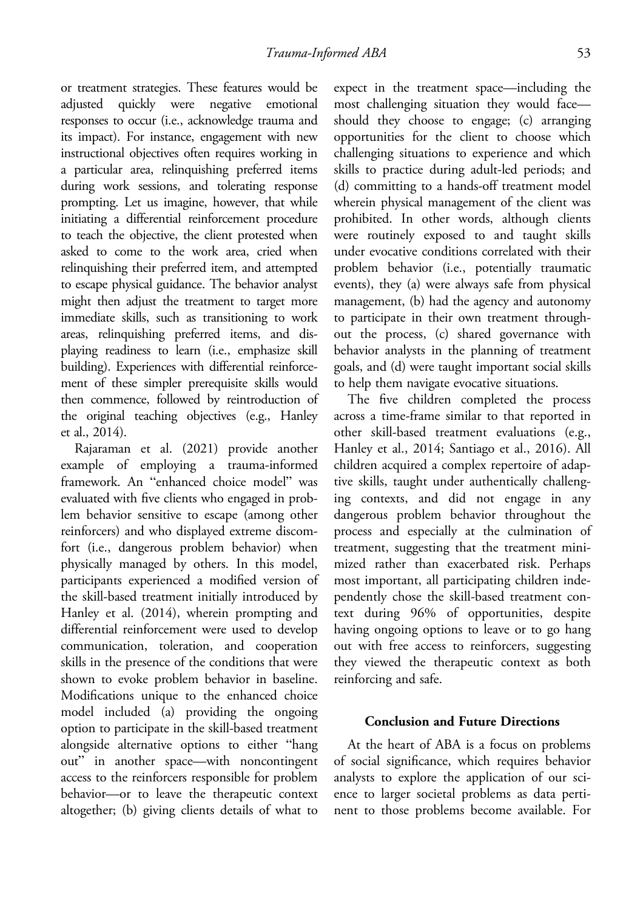or treatment strategies. These features would be adjusted quickly were negative emotional responses to occur (i.e., acknowledge trauma and its impact). For instance, engagement with new instructional objectives often requires working in a particular area, relinquishing preferred items during work sessions, and tolerating response prompting. Let us imagine, however, that while initiating a differential reinforcement procedure to teach the objective, the client protested when asked to come to the work area, cried when relinquishing their preferred item, and attempted to escape physical guidance. The behavior analyst might then adjust the treatment to target more immediate skills, such as transitioning to work areas, relinquishing preferred items, and displaying readiness to learn (i.e., emphasize skill building). Experiences with differential reinforcement of these simpler prerequisite skills would then commence, followed by reintroduction of the original teaching objectives (e.g., Hanley et al., 2014).

Rajaraman et al. (2021) provide another example of employing a trauma-informed framework. An "enhanced choice model" was evaluated with five clients who engaged in problem behavior sensitive to escape (among other reinforcers) and who displayed extreme discomfort (i.e., dangerous problem behavior) when physically managed by others. In this model, participants experienced a modified version of the skill-based treatment initially introduced by Hanley et al. (2014), wherein prompting and differential reinforcement were used to develop communication, toleration, and cooperation skills in the presence of the conditions that were shown to evoke problem behavior in baseline. Modifications unique to the enhanced choice model included (a) providing the ongoing option to participate in the skill-based treatment alongside alternative options to either "hang out" in another space—with noncontingent access to the reinforcers responsible for problem behavior—or to leave the therapeutic context altogether; (b) giving clients details of what to expect in the treatment space—including the most challenging situation they would face—should they choose to engage; (c) arranging opportunities for the client to choose which challenging situations to experience and which skills to practice during adult-led periods; and (d) committing to a hands-off treatment model wherein physical management of the client was prohibited. In other words, although clients were routinely exposed to and taught skills under evocative conditions correlated with their problem behavior (i.e., potentially traumatic events), they (a) were always safe from physical management, (b) had the agency and autonomy to participate in their own treatment throughout the process, (c) shared governance with behavior analysts in the planning of treatment goals, and (d) were taught important social skills to help them navigate evocative situations.

The five children completed the process across a time-frame similar to that reported in other skill-based treatment evaluations (e.g., Hanley et al., 2014; Santiago et al., 2016). All children acquired a complex repertoire of adaptive skills, taught under authentically challenging contexts, and did not engage in any dangerous problem behavior throughout the process and especially at the culmination of treatment, suggesting that the treatment minimized rather than exacerbated risk. Perhaps most important, all participating children independently chose the skill-based treatment context during 96% of opportunities, despite having ongoing options to leave or to go hang out with free access to reinforcers, suggesting they viewed the therapeutic context as both reinforcing and safe.

## Conclusion and Future Directions

At the heart of ABA is a focus on problems of social significance, which requires behavior analysts to explore the application of our science to larger societal problems as data pertinent to those problems become available. For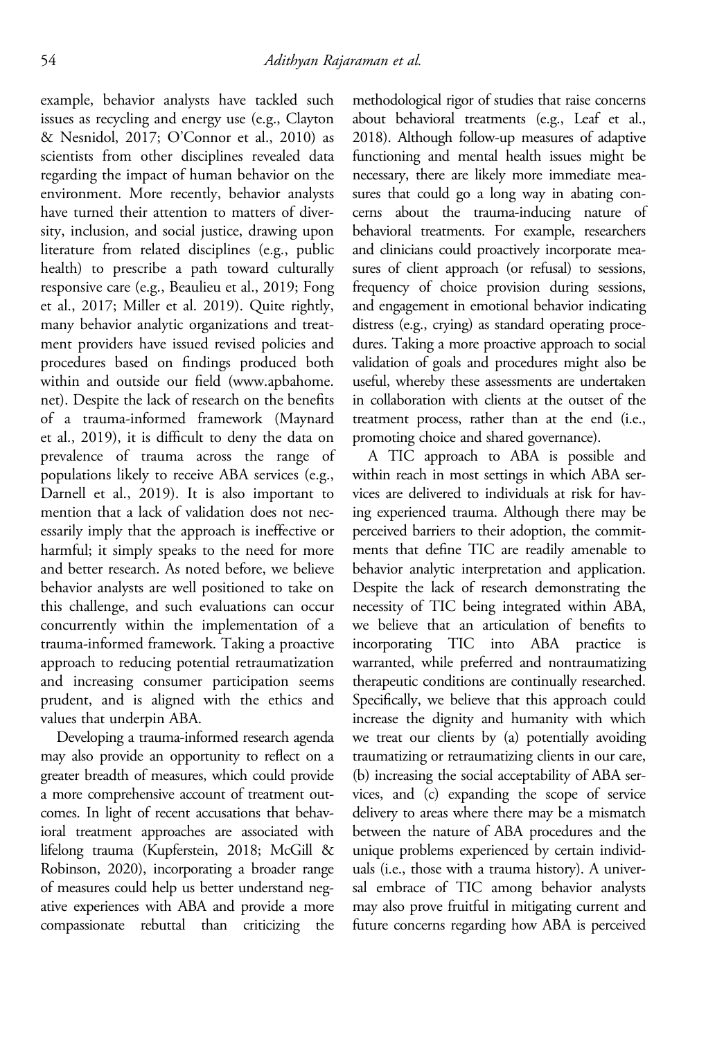example, behavior analysts have tackled such issues as recycling and energy use (e.g., Clayton & Nesnidol, 2017; O'Connor et al., 2010) as scientists from other disciplines revealed data regarding the impact of human behavior on the environment. More recently, behavior analysts have turned their attention to matters of diversity, inclusion, and social justice, drawing upon literature from related disciplines (e.g., public health) to prescribe a path toward culturally responsive care (e.g., Beaulieu et al., 2019; Fong et al., 2017; Miller et al. 2019). Quite rightly, many behavior analytic organizations and treatment providers have issued revised policies and procedures based on findings produced both within and outside our field (www.apbahome.net). Despite the lack of research on the benefits of a trauma-informed framework (Maynard et al., 2019), it is difficult to deny the data on prevalence of trauma across the range of populations likely to receive ABA services (e.g., Darnell et al., 2019). It is also important to mention that a lack of validation does not necessarily imply that the approach is ineffective or harmful; it simply speaks to the need for more and better research. As noted before, we believe behavior analysts are well positioned to take on this challenge, and such evaluations can occur concurrently within the implementation of a trauma-informed framework. Taking a proactive approach to reducing potential retraumatization and increasing consumer participation seems prudent, and is aligned with the ethics and values that underpin ABA.

Developing a trauma-informed research agenda may also provide an opportunity to reflect on a greater breadth of measures, which could provide a more comprehensive account of treatment outcomes. In light of recent accusations that behavioral treatment approaches are associated with lifelong trauma (Kupferstein, 2018; McGill & Robinson, 2020), incorporating a broader range of measures could help us better understand negative experiences with ABA and provide a more compassionate rebuttal than criticizing the methodological rigor of studies that raise concerns about behavioral treatments (e.g., Leaf et al., 2018). Although follow-up measures of adaptive functioning and mental health issues might be necessary, there are likely more immediate measures that could go a long way in abating concerns about the trauma-inducing nature of behavioral treatments. For example, researchers and clinicians could proactively incorporate measures of client approach (or refusal) to sessions, frequency of choice provision during sessions, and engagement in emotional behavior indicating distress (e.g., crying) as standard operating procedures. Taking a more proactive approach to social validation of goals and procedures might also be useful, whereby these assessments are undertaken in collaboration with clients at the outset of the treatment process, rather than at the end (i.e., promoting choice and shared governance).

A TIC approach to ABA is possible and within reach in most settings in which ABA services are delivered to individuals at risk for having experienced trauma. Although there may be perceived barriers to their adoption, the commitments that define TIC are readily amenable to behavior analytic interpretation and application. Despite the lack of research demonstrating the necessity of TIC being integrated within ABA, we believe that an articulation of benefits to incorporating TIC into ABA practice is warranted, while preferred and nontraumatizing therapeutic conditions are continually researched. Specifically, we believe that this approach could increase the dignity and humanity with which we treat our clients by (a) potentially avoiding traumatizing or retraumatizing clients in our care, (b) increasing the social acceptability of ABA services, and (c) expanding the scope of service delivery to areas where there may be a mismatch between the nature of ABA procedures and the unique problems experienced by certain individuals (i.e., those with a trauma history). A universal embrace of TIC among behavior analysts may also prove fruitful in mitigating current and future concerns regarding how ABA is perceived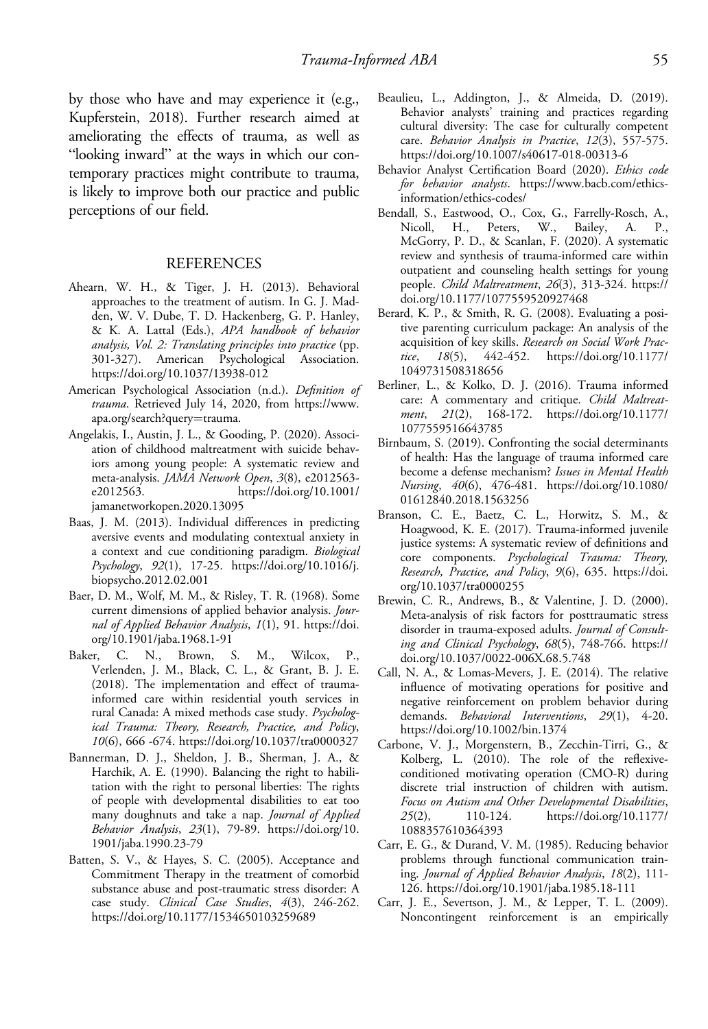by those who have and may experience it (e.g., Kupferstein, 2018). Further research aimed at ameliorating the effects of trauma, as well as "looking inward" at the ways in which our contemporary practices might contribute to trauma, is likely to improve both our practice and public perceptions of our field.

## REFERENCES

Ahearn, W. H., & Tiger, J. H. (2013). Behavioral approaches to the treatment of autism. In G. J. Madden, W. V. Dube, T. D. Hackenberg, G. P. Hanley, & K. A. Lattal (Eds.), *APA handbook of behavior analysis, Vol. 2: Translating principles into practice* (pp. 301-327). American Psychological Association. https://doi.org/10.1037/13938-012

American Psychological Association (n.d.). *Definition of trauma*. Retrieved July 14, 2020, from https://www.apa.org/search?query=trauma.

Angelakis, I., Austin, J. L., & Gooding, P. (2020). Association of childhood maltreatment with suicide behaviors among young people: A systematic review and meta-analysis. *JAMA Network Open*, *3*(8), e2012563-e2012563. https://doi.org/10.1001/jamanetworkopen.2020.13095

Baas, J. M. (2013). Individual differences in predicting aversive events and modulating contextual anxiety in a context and cue conditioning paradigm. *Biological Psychology*, *92*(1), 17-25. https://doi.org/10.1016/j.biopsycho.2012.02.001

Baer, D. M., Wolf, M. M., & Risley, T. R. (1968). Some current dimensions of applied behavior analysis. *Journal of Applied Behavior Analysis*, *1*(1), 91. https://doi.org/10.1901/jaba.1968.1-91

Baker, C. N., Brown, S. M., Wilcox, P., Verlenden, J. M., Black, C. L., & Grant, B. J. E. (2018). The implementation and effect of trauma-informed care within residential youth services in rural Canada: A mixed methods case study. *Psychological Trauma: Theory, Research, Practice, and Policy*, *10*(6), 666 -674. https://doi.org/10.1037/tra0000327

Bannerman, D. J., Sheldon, J. B., Sherman, J. A., & Harchik, A. E. (1990). Balancing the right to habilitation with the right to personal liberties: The rights of people with developmental disabilities to eat too many doughnuts and take a nap. *Journal of Applied Behavior Analysis*, *23*(1), 79-89. https://doi.org/10.1901/jaba.1990.23-79

Batten, S. V., & Hayes, S. C. (2005). Acceptance and Commitment Therapy in the treatment of comorbid substance abuse and post-traumatic stress disorder: A case study. *Clinical Case Studies*, *4*(3), 246-262. https://doi.org/10.1177/1534650103259689

Beaulieu, L., Addington, J., & Almeida, D. (2019). Behavior analysts' training and practices regarding cultural diversity: The case for culturally competent care. *Behavior Analysis in Practice*, *12*(3), 557-575. https://doi.org/10.1007/s40617-018-00313-6

Behavior Analyst Certification Board (2020). *Ethics code for behavior analysts*. https://www.bacb.com/ethics-information/ethics-codes/

Bendall, S., Eastwood, O., Cox, G., Farrelly-Rosch, A., Nicoll, H., Peters, W., Bailey, A. P., McGorry, P. D., & Scanlan, F. (2020). A systematic review and synthesis of trauma-informed care within outpatient and counseling health settings for young people. *Child Maltreatment*, *26*(3), 313-324. https://doi.org/10.1177/1077559520927468

Berard, K. P., & Smith, R. G. (2008). Evaluating a positive parenting curriculum package: An analysis of the acquisition of key skills. *Research on Social Work Practice*, *18*(5), 442-452. https://doi.org/10.1177/1049731508318656

Berliner, L., & Kolko, D. J. (2016). Trauma informed care: A commentary and critique. *Child Maltreatment*, *21*(2), 168-172. https://doi.org/10.1177/1077559516643785

Birnbaum, S. (2019). Confronting the social determinants of health: Has the language of trauma informed care become a defense mechanism? *Issues in Mental Health Nursing*, *40*(6), 476-481. https://doi.org/10.1080/01612840.2018.1563256

Branson, C. E., Baetz, C. L., Horwitz, S. M., & Hoagwood, K. E. (2017). Trauma-informed juvenile justice systems: A systematic review of definitions and core components. *Psychological Trauma: Theory, Research, Practice, and Policy*, *9*(6), 635. https://doi.org/10.1037/tra0000255

Brewin, C. R., Andrews, B., & Valentine, J. D. (2000). Meta-analysis of risk factors for posttraumatic stress disorder in trauma-exposed adults. *Journal of Consulting and Clinical Psychology*, *68*(5), 748-766. https://doi.org/10.1037/0022-006X.68.5.748

Call, N. A., & Lomas-Mevers, J. E. (2014). The relative influence of motivating operations for positive and negative reinforcement on problem behavior during demands. *Behavioral Interventions*, *29*(1), 4-20. https://doi.org/10.1002/bin.1374

Carbone, V. J., Morgenstern, B., Zecchin-Tirri, G., & Kolberg, L. (2010). The role of the reflexive-conditioned motivating operation (CMO-R) during discrete trial instruction of children with autism. *Focus on Autism and Other Developmental Disabilities*, *25*(2), 110-124. https://doi.org/10.1177/1088357610364393

Carr, E. G., & Durand, V. M. (1985). Reducing behavior problems through functional communication training. *Journal of Applied Behavior Analysis*, *18*(2), 111-126. https://doi.org/10.1901/jaba.1985.18-111

Carr, J. E., Severtson, J. M., & Lepper, T. L. (2009). Noncontingent reinforcement is an empirically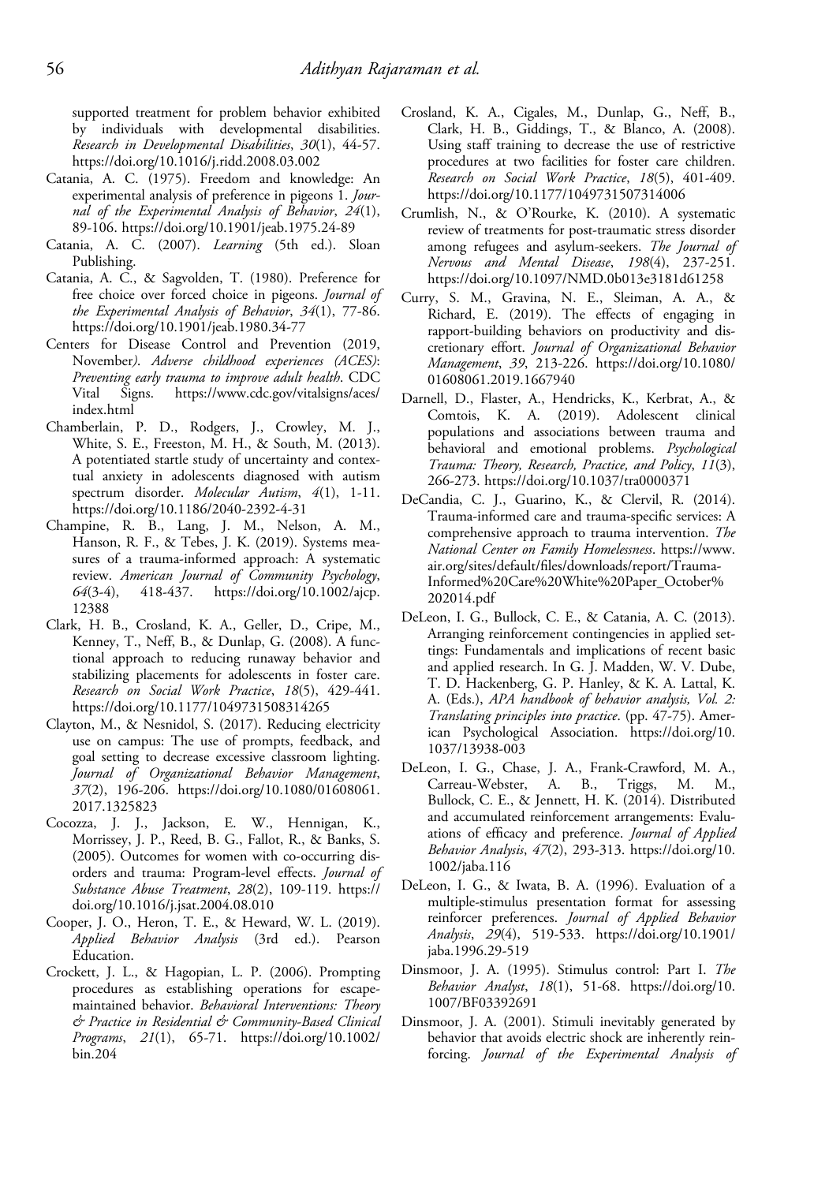supported treatment for problem behavior exhibited by individuals with developmental disabilities. *Research in Developmental Disabilities*, *30*(1), 44-57. https://doi.org/10.1016/j.ridd.2008.03.002

Catania, A. C. (1975). Freedom and knowledge: An experimental analysis of preference in pigeons 1. *Journal of the Experimental Analysis of Behavior*, *24*(1), 89-106. https://doi.org/10.1901/jeab.1975.24-89

Catania, A. C. (2007). *Learning* (5th ed.). Sloan Publishing.

Catania, A. C., & Sagvolden, T. (1980). Preference for free choice over forced choice in pigeons. *Journal of the Experimental Analysis of Behavior*, *34*(1), 77-86. https://doi.org/10.1901/jeab.1980.34-77

Centers for Disease Control and Prevention (2019, November*). Adverse childhood experiences (ACES): Preventing early trauma to improve adult health*. CDC Vital Signs. https://www.cdc.gov/vitalsigns/aces/index.html

Chamberlain, P. D., Rodgers, J., Crowley, M. J., White, S. E., Freeston, M. H., & South, M. (2013). A potentiated startle study of uncertainty and contextual anxiety in adolescents diagnosed with autism spectrum disorder. *Molecular Autism*, *4*(1), 1-11. https://doi.org/10.1186/2040-2392-4-31

Champine, R. B., Lang, J. M., Nelson, A. M., Hanson, R. F., & Tebes, J. K. (2019). Systems measures of a trauma-informed approach: A systematic review. *American Journal of Community Psychology*, *64*(3-4), 418-437. https://doi.org/10.1002/ajcp.12388

Clark, H. B., Crosland, K. A., Geller, D., Cripe, M., Kenney, T., Neff, B., & Dunlap, G. (2008). A functional approach to reducing runaway behavior and stabilizing placements for adolescents in foster care. *Research on Social Work Practice*, *18*(5), 429-441. https://doi.org/10.1177/1049731508314265

Clayton, M., & Nesnidol, S. (2017). Reducing electricity use on campus: The use of prompts, feedback, and goal setting to decrease excessive classroom lighting. *Journal of Organizational Behavior Management*, *37*(2), 196-206. https://doi.org/10.1080/01608061.2017.1325823

Cocozza, J. J., Jackson, E. W., Hennigan, K., Morrissey, J. P., Reed, B. G., Fallot, R., & Banks, S. (2005). Outcomes for women with co-occurring disorders and trauma: Program-level effects. *Journal of Substance Abuse Treatment*, *28*(2), 109-119. https://doi.org/10.1016/j.jsat.2004.08.010

Cooper, J. O., Heron, T. E., & Heward, W. L. (2019). *Applied Behavior Analysis* (3rd ed.). Pearson Education.

Crockett, J. L., & Hagopian, L. P. (2006). Prompting procedures as establishing operations for escape-maintained behavior. *Behavioral Interventions: Theory & Practice in Residential & Community-Based Clinical Programs*, *21*(1), 65-71. https://doi.org/10.1002/bin.204

Crosland, K. A., Cigales, M., Dunlap, G., Neff, B., Clark, H. B., Giddings, T., & Blanco, A. (2008). Using staff training to decrease the use of restrictive procedures at two facilities for foster care children. *Research on Social Work Practice*, *18*(5), 401-409. https://doi.org/10.1177/1049731507314006

Crumlish, N., & O'Rourke, K. (2010). A systematic review of treatments for post-traumatic stress disorder among refugees and asylum-seekers. *The Journal of Nervous and Mental Disease*, *198*(4), 237-251. https://doi.org/10.1097/NMD.0b013e3181d61258

Curry, S. M., Gravina, N. E., Sleiman, A. A., & Richard, E. (2019). The effects of engaging in rapport-building behaviors on productivity and discretionary effort. *Journal of Organizational Behavior Management*, *39*, 213-226. https://doi.org/10.1080/01608061.2019.1667940

Darnell, D., Flaster, A., Hendricks, K., Kerbrat, A., & Comtois, K. A. (2019). Adolescent clinical populations and associations between trauma and behavioral and emotional problems. *Psychological Trauma: Theory, Research, Practice, and Policy*, *11*(3), 266-273. https://doi.org/10.1037/tra0000371

DeCandia, C. J., Guarino, K., & Clervil, R. (2014). Trauma-informed care and trauma-specific services: A comprehensive approach to trauma intervention. *The National Center on Family Homelessness*. https://www.air.org/sites/default/files/downloads/report/Trauma-Informed%20Care%20White%20Paper_October%202014.pdf

DeLeon, I. G., Bullock, C. E., & Catania, A. C. (2013). Arranging reinforcement contingencies in applied settings: Fundamentals and implications of recent basic and applied research. In G. J. Madden, W. V. Dube, T. D. Hackenberg, G. P. Hanley, & K. A. Lattal, K. A. (Eds.), *APA handbook of behavior analysis, Vol. 2: Translating principles into practice*. (pp. 47-75). American Psychological Association. https://doi.org/10.1037/13938-003

DeLeon, I. G., Chase, J. A., Frank-Crawford, M. A., Carreau-Webster, A. B., Triggs, M. M., Bullock, C. E., & Jennett, H. K. (2014). Distributed and accumulated reinforcement arrangements: Evaluations of efficacy and preference. *Journal of Applied Behavior Analysis*, *47*(2), 293-313. https://doi.org/10.1002/jaba.116

DeLeon, I. G., & Iwata, B. A. (1996). Evaluation of a multiple-stimulus presentation format for assessing reinforcer preferences. *Journal of Applied Behavior Analysis*, *29*(4), 519-533. https://doi.org/10.1901/jaba.1996.29-519

Dinsmoor, J. A. (1995). Stimulus control: Part I. *The Behavior Analyst*, *18*(1), 51-68. https://doi.org/10.1007/BF03392691

Dinsmoor, J. A. (2001). Stimuli inevitably generated by behavior that avoids electric shock are inherently reinforcing. *Journal of the Experimental Analysis of*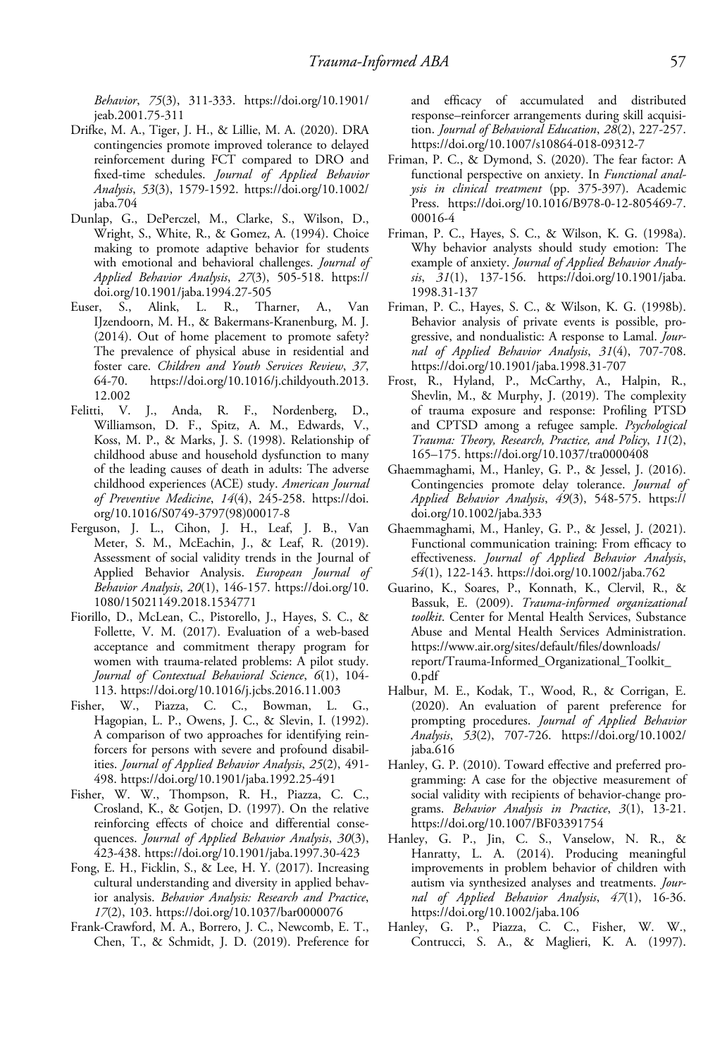*Behavior*, *75*(3), 311-333. https://doi.org/10.1901/jeab.2001.75-311

Drifke, M. A., Tiger, J. H., & Lillie, M. A. (2020). DRA contingencies promote improved tolerance to delayed reinforcement during FCT compared to DRO and fixed-time schedules. *Journal of Applied Behavior Analysis*, *53*(3), 1579-1592. https://doi.org/10.1002/jaba.704

Dunlap, G., DePerczel, M., Clarke, S., Wilson, D., Wright, S., White, R., & Gomez, A. (1994). Choice making to promote adaptive behavior for students with emotional and behavioral challenges. *Journal of Applied Behavior Analysis*, *27*(3), 505-518. https://doi.org/10.1901/jaba.1994.27-505

Euser, S., Alink, L. R., Tharner, A., Van IJzendoorn, M. H., & Bakermans-Kranenburg, M. J. (2014). Out of home placement to promote safety? The prevalence of physical abuse in residential and foster care. *Children and Youth Services Review*, *37*, 64-70. https://doi.org/10.1016/j.childyouth.2013.12.002

Felitti, V. J., Anda, R. F., Nordenberg, D., Williamson, D. F., Spitz, A. M., Edwards, V., Koss, M. P., & Marks, J. S. (1998). Relationship of childhood abuse and household dysfunction to many of the leading causes of death in adults: The adverse childhood experiences (ACE) study. *American Journal of Preventive Medicine*, *14*(4), 245-258. https://doi.org/10.1016/S0749-3797(98)00017-8

Ferguson, J. L., Cihon, J. H., Leaf, J. B., Van Meter, S. M., McEachin, J., & Leaf, R. (2019). Assessment of social validity trends in the Journal of Applied Behavior Analysis. *European Journal of Behavior Analysis*, *20*(1), 146-157. https://doi.org/10.1080/15021149.2018.1534771

Fiorillo, D., McLean, C., Pistorello, J., Hayes, S. C., & Follette, V. M. (2017). Evaluation of a web-based acceptance and commitment therapy program for women with trauma-related problems: A pilot study. *Journal of Contextual Behavioral Science*, *6*(1), 104-113. https://doi.org/10.1016/j.jcbs.2016.11.003

Fisher, W., Piazza, C. C., Bowman, L. G., Hagopian, L. P., Owens, J. C., & Slevin, I. (1992). A comparison of two approaches for identifying reinforcers for persons with severe and profound disabilities. *Journal of Applied Behavior Analysis*, *25*(2), 491-498. https://doi.org/10.1901/jaba.1992.25-491

Fisher, W. W., Thompson, R. H., Piazza, C. C., Crosland, K., & Gotjen, D. (1997). On the relative reinforcing effects of choice and differential consequences. *Journal of Applied Behavior Analysis*, *30*(3), 423-438. https://doi.org/10.1901/jaba.1997.30-423

Fong, E. H., Ficklin, S., & Lee, H. Y. (2017). Increasing cultural understanding and diversity in applied behavior analysis. *Behavior Analysis: Research and Practice*, *17*(2), 103. https://doi.org/10.1037/bar0000076

Frank-Crawford, M. A., Borrero, J. C., Newcomb, E. T., Chen, T., & Schmidt, J. D. (2019). Preference for and efficacy of accumulated and distributed response–reinforcer arrangements during skill acquisition. *Journal of Behavioral Education*, *28*(2), 227-257. https://doi.org/10.1007/s10864-018-09312-7

Friman, P. C., & Dymond, S. (2020). The fear factor: A functional perspective on anxiety. In *Functional analysis in clinical treatment* (pp. 375-397). Academic Press. https://doi.org/10.1016/B978-0-12-805469-7.00016-4

Friman, P. C., Hayes, S. C., & Wilson, K. G. (1998a). Why behavior analysts should study emotion: The example of anxiety. *Journal of Applied Behavior Analysis*, *31*(1), 137-156. https://doi.org/10.1901/jaba.1998.31-137

Friman, P. C., Hayes, S. C., & Wilson, K. G. (1998b). Behavior analysis of private events is possible, progressive, and nondualistic: A response to Lamal. *Journal of Applied Behavior Analysis*, *31*(4), 707-708. https://doi.org/10.1901/jaba.1998.31-707

Frost, R., Hyland, P., McCarthy, A., Halpin, R., Shevlin, M., & Murphy, J. (2019). The complexity of trauma exposure and response: Profiling PTSD and CPTSD among a refugee sample. *Psychological Trauma: Theory, Research, Practice, and Policy*, *11*(2), 165–175. https://doi.org/10.1037/tra0000408

Ghaemmaghami, M., Hanley, G. P., & Jessel, J. (2016). Contingencies promote delay tolerance. *Journal of Applied Behavior Analysis*, *49*(3), 548-575. https://doi.org/10.1002/jaba.333

Ghaemmaghami, M., Hanley, G. P., & Jessel, J. (2021). Functional communication training: From efficacy to effectiveness. *Journal of Applied Behavior Analysis*, *54*(1), 122-143. https://doi.org/10.1002/jaba.762

Guarino, K., Soares, P., Konnath, K., Clervil, R., & Bassuk, E. (2009). *Trauma-informed organizational toolkit*. Center for Mental Health Services, Substance Abuse and Mental Health Services Administration. https://www.air.org/sites/default/files/downloads/report/Trauma-Informed_Organizational_Toolkit_0.pdf

Halbur, M. E., Kodak, T., Wood, R., & Corrigan, E. (2020). An evaluation of parent preference for prompting procedures. *Journal of Applied Behavior Analysis*, *53*(2), 707-726. https://doi.org/10.1002/jaba.616

Hanley, G. P. (2010). Toward effective and preferred programming: A case for the objective measurement of social validity with recipients of behavior-change programs. *Behavior Analysis in Practice*, *3*(1), 13-21. https://doi.org/10.1007/BF03391754

Hanley, G. P., Jin, C. S., Vanselow, N. R., & Hanratty, L. A. (2014). Producing meaningful improvements in problem behavior of children with autism via synthesized analyses and treatments. *Journal of Applied Behavior Analysis*, *47*(1), 16-36. https://doi.org/10.1002/jaba.106

Hanley, G. P., Piazza, C. C., Fisher, W. W., Contrucci, S. A., & Maglieri, K. A. (1997).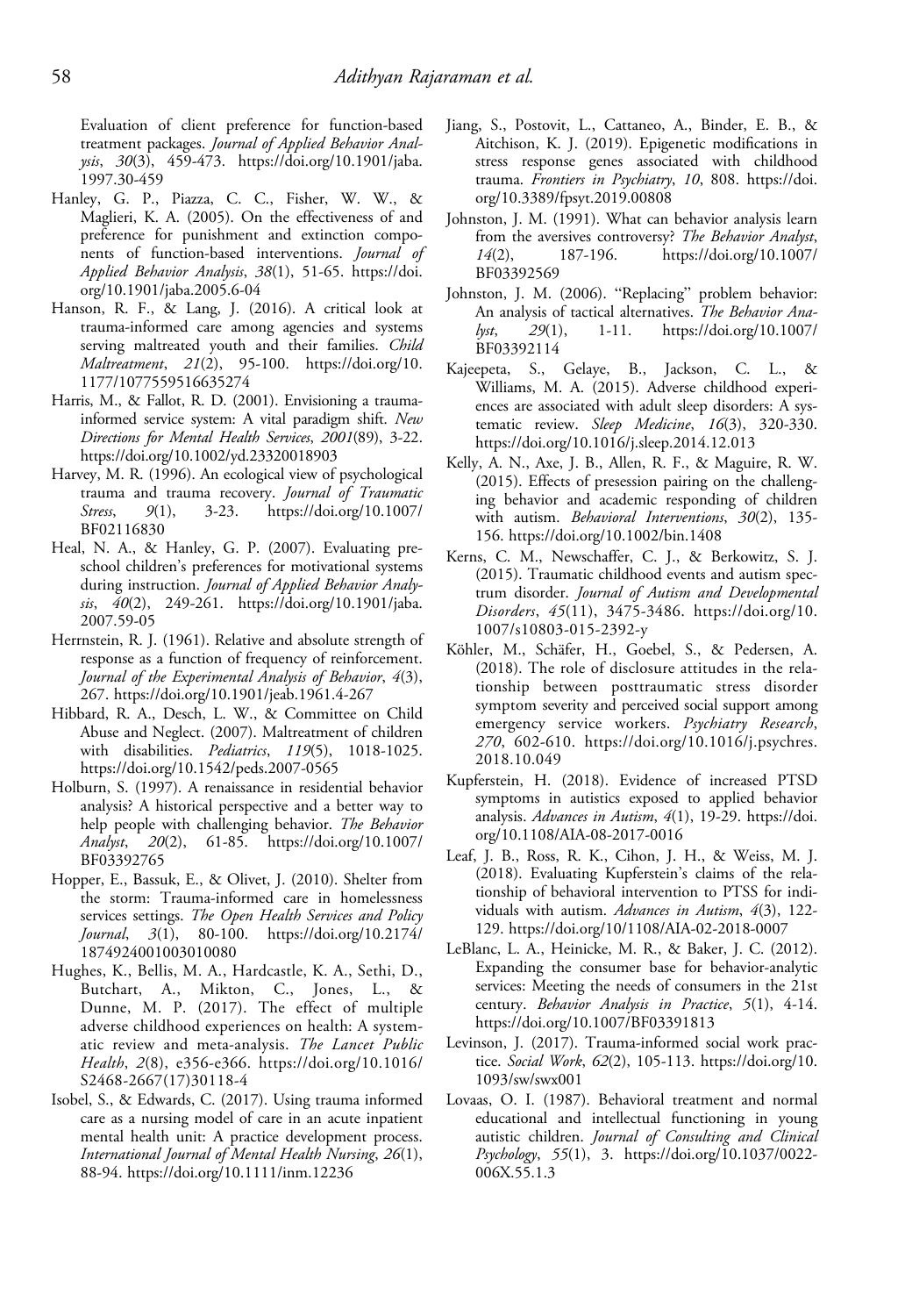Evaluation of client preference for function-based treatment packages. *Journal of Applied Behavior Analysis*, *30*(3), 459-473. https://doi.org/10.1901/jaba.1997.30-459

Hanley, G. P., Piazza, C. C., Fisher, W. W., & Maglieri, K. A. (2005). On the effectiveness of and preference for punishment and extinction components of function-based interventions. *Journal of Applied Behavior Analysis*, *38*(1), 51-65. https://doi.org/10.1901/jaba.2005.6-04

Hanson, R. F., & Lang, J. (2016). A critical look at trauma-informed care among agencies and systems serving maltreated youth and their families. *Child Maltreatment*, *21*(2), 95-100. https://doi.org/10.1177/1077559516635274

Harris, M., & Fallot, R. D. (2001). Envisioning a trauma-informed service system: A vital paradigm shift. *New Directions for Mental Health Services*, *2001*(89), 3-22. https://doi.org/10.1002/yd.23320018903

Harvey, M. R. (1996). An ecological view of psychological trauma and trauma recovery. *Journal of Traumatic Stress*, *9*(1), 3-23. https://doi.org/10.1007/BF02116830

Heal, N. A., & Hanley, G. P. (2007). Evaluating preschool children's preferences for motivational systems during instruction. *Journal of Applied Behavior Analysis*, *40*(2), 249-261. https://doi.org/10.1901/jaba.2007.59-05

Herrnstein, R. J. (1961). Relative and absolute strength of response as a function of frequency of reinforcement. *Journal of the Experimental Analysis of Behavior*, *4*(3), 267. https://doi.org/10.1901/jeab.1961.4-267

Hibbard, R. A., Desch, L. W., & Committee on Child Abuse and Neglect. (2007). Maltreatment of children with disabilities. *Pediatrics*, *119*(5), 1018-1025. https://doi.org/10.1542/peds.2007-0565

Holburn, S. (1997). A renaissance in residential behavior analysis? A historical perspective and a better way to help people with challenging behavior. *The Behavior Analyst*, *20*(2), 61-85. https://doi.org/10.1007/BF03392765

Hopper, E., Bassuk, E., & Olivet, J. (2010). Shelter from the storm: Trauma-informed care in homelessness services settings. *The Open Health Services and Policy Journal*, *3*(1), 80-100. https://doi.org/10.2174/1874924001003010080

Hughes, K., Bellis, M. A., Hardcastle, K. A., Sethi, D., Butchart, A., Mikton, C., Jones, L., & Dunne, M. P. (2017). The effect of multiple adverse childhood experiences on health: A systematic review and meta-analysis. *The Lancet Public Health*, *2*(8), e356-e366. https://doi.org/10.1016/S2468-2667(17)30118-4

Isobel, S., & Edwards, C. (2017). Using trauma informed care as a nursing model of care in an acute inpatient mental health unit: A practice development process. *International Journal of Mental Health Nursing*, *26*(1), 88-94. https://doi.org/10.1111/inm.12236

Jiang, S., Postovit, L., Cattaneo, A., Binder, E. B., & Aitchison, K. J. (2019). Epigenetic modifications in stress response genes associated with childhood trauma. *Frontiers in Psychiatry*, *10*, 808. https://doi.org/10.3389/fpsyt.2019.00808

Johnston, J. M. (1991). What can behavior analysis learn from the aversives controversy? *The Behavior Analyst*, *14*(2), 187-196. https://doi.org/10.1007/BF03392569

Johnston, J. M. (2006). "Replacing" problem behavior: An analysis of tactical alternatives. *The Behavior Analyst*, *29*(1), 1-11. https://doi.org/10.1007/BF03392114

Kajeepeta, S., Gelaye, B., Jackson, C. L., & Williams, M. A. (2015). Adverse childhood experiences are associated with adult sleep disorders: A systematic review. *Sleep Medicine*, *16*(3), 320-330. https://doi.org/10.1016/j.sleep.2014.12.013

Kelly, A. N., Axe, J. B., Allen, R. F., & Maguire, R. W. (2015). Effects of presession pairing on the challenging behavior and academic responding of children with autism. *Behavioral Interventions*, *30*(2), 135-156. https://doi.org/10.1002/bin.1408

Kerns, C. M., Newschaffer, C. J., & Berkowitz, S. J. (2015). Traumatic childhood events and autism spectrum disorder. *Journal of Autism and Developmental Disorders*, *45*(11), 3475-3486. https://doi.org/10.1007/s10803-015-2392-y

Köhler, M., Schäfer, H., Goebel, S., & Pedersen, A. (2018). The role of disclosure attitudes in the relationship between posttraumatic stress disorder symptom severity and perceived social support among emergency service workers. *Psychiatry Research*, *270*, 602-610. https://doi.org/10.1016/j.psychres.2018.10.049

Kupferstein, H. (2018). Evidence of increased PTSD symptoms in autistics exposed to applied behavior analysis. *Advances in Autism*, *4*(1), 19-29. https://doi.org/10.1108/AIA-08-2017-0016

Leaf, J. B., Ross, R. K., Cihon, J. H., & Weiss, M. J. (2018). Evaluating Kupferstein's claims of the relationship of behavioral intervention to PTSS for individuals with autism. *Advances in Autism*, *4*(3), 122-129. https://doi.org/10/1108/AIA-02-2018-0007

LeBlanc, L. A., Heinicke, M. R., & Baker, J. C. (2012). Expanding the consumer base for behavior-analytic services: Meeting the needs of consumers in the 21st century. *Behavior Analysis in Practice*, *5*(1), 4-14. https://doi.org/10.1007/BF03391813

Levinson, J. (2017). Trauma-informed social work practice. *Social Work*, *62*(2), 105-113. https://doi.org/10.1093/sw/swx001

Lovaas, O. I. (1987). Behavioral treatment and normal educational and intellectual functioning in young autistic children. *Journal of Consulting and Clinical Psychology*, *55*(1), 3. https://doi.org/10.1037/0022-006X.55.1.3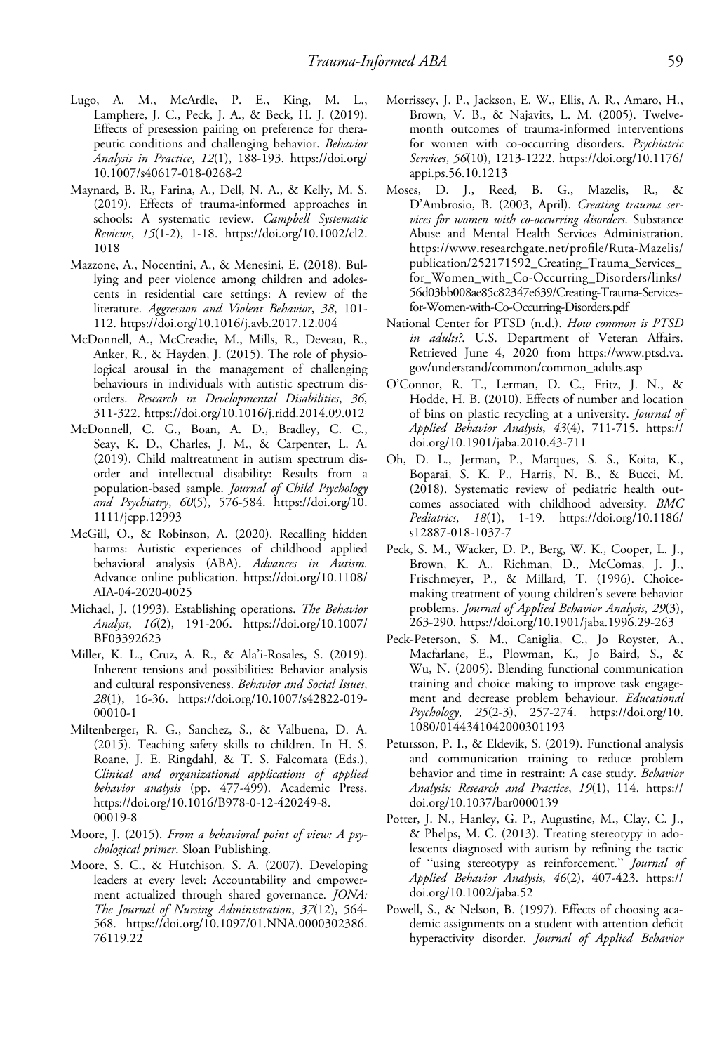Lugo, A. M., McArdle, P. E., King, M. L., Lamphere, J. C., Peck, J. A., & Beck, H. J. (2019). Effects of presession pairing on preference for therapeutic conditions and challenging behavior. *Behavior Analysis in Practice*, *12*(1), 188-193. https://doi.org/10.1007/s40617-018-0268-2

Maynard, B. R., Farina, A., Dell, N. A., & Kelly, M. S. (2019). Effects of trauma-informed approaches in schools: A systematic review. *Campbell Systematic Reviews*, *15*(1-2), 1-18. https://doi.org/10.1002/cl2.1018

Mazzone, A., Nocentini, A., & Menesini, E. (2018). Bullying and peer violence among children and adolescents in residential care settings: A review of the literature. *Aggression and Violent Behavior*, *38*, 101-112. https://doi.org/10.1016/j.avb.2017.12.004

McDonnell, A., McCreadie, M., Mills, R., Deveau, R., Anker, R., & Hayden, J. (2015). The role of physiological arousal in the management of challenging behaviours in individuals with autistic spectrum disorders. *Research in Developmental Disabilities*, *36*, 311-322. https://doi.org/10.1016/j.ridd.2014.09.012

McDonnell, C. G., Boan, A. D., Bradley, C. C., Seay, K. D., Charles, J. M., & Carpenter, L. A. (2019). Child maltreatment in autism spectrum disorder and intellectual disability: Results from a population-based sample. *Journal of Child Psychology and Psychiatry*, *60*(5), 576-584. https://doi.org/10.1111/jcpp.12993

McGill, O., & Robinson, A. (2020). Recalling hidden harms: Autistic experiences of childhood applied behavioral analysis (ABA). *Advances in Autism*. Advance online publication. https://doi.org/10.1108/AIA-04-2020-0025

Michael, J. (1993). Establishing operations. *The Behavior Analyst*, *16*(2), 191-206. https://doi.org/10.1007/BF03392623

Miller, K. L., Cruz, A. R., & Ala'i-Rosales, S. (2019). Inherent tensions and possibilities: Behavior analysis and cultural responsiveness. *Behavior and Social Issues*, *28*(1), 16-36. https://doi.org/10.1007/s42822-019-00010-1

Miltenberger, R. G., Sanchez, S., & Valbuena, D. A. (2015). Teaching safety skills to children. In H. S. Roane, J. E. Ringdahl, & T. S. Falcomata (Eds.), *Clinical and organizational applications of applied behavior analysis* (pp. 477-499). Academic Press. https://doi.org/10.1016/B978-0-12-420249-8.00019-8

Moore, J. (2015). *From a behavioral point of view: A psychological primer*. Sloan Publishing.

Moore, S. C., & Hutchison, S. A. (2007). Developing leaders at every level: Accountability and empowerment actualized through shared governance. *JONA: The Journal of Nursing Administration*, *37*(12), 564-568. https://doi.org/10.1097/01.NNA.0000302386.76119.22

Morrissey, J. P., Jackson, E. W., Ellis, A. R., Amaro, H., Brown, V. B., & Najavits, L. M. (2005). Twelve-month outcomes of trauma-informed interventions for women with co-occurring disorders. *Psychiatric Services*, *56*(10), 1213-1222. https://doi.org/10.1176/appi.ps.56.10.1213

Moses, D. J., Reed, B. G., Mazelis, R., & D'Ambrosio, B. (2003, April). *Creating trauma services for women with co-occurring disorders*. Substance Abuse and Mental Health Services Administration. https://www.researchgate.net/profile/Ruta-Mazelis/publication/252171592_Creating_Trauma_Services_for_Women_with_Co-Occurring_Disorders/links/56d03bb008ae85c82347e639/Creating-Trauma-Services-for-Women-with-Co-Occurring-Disorders.pdf

National Center for PTSD (n.d.). *How common is PTSD in adults?*. U.S. Department of Veteran Affairs. Retrieved June 4, 2020 from https://www.ptsd.va.gov/understand/common/common_adults.asp

O'Connor, R. T., Lerman, D. C., Fritz, J. N., & Hodde, H. B. (2010). Effects of number and location of bins on plastic recycling at a university. *Journal of Applied Behavior Analysis*, *43*(4), 711-715. https://doi.org/10.1901/jaba.2010.43-711

Oh, D. L., Jerman, P., Marques, S. S., Koita, K., Boparai, S. K. P., Harris, N. B., & Bucci, M. (2018). Systematic review of pediatric health outcomes associated with childhood adversity. *BMC Pediatrics*, *18*(1), 1-19. https://doi.org/10.1186/s12887-018-1037-7

Peck, S. M., Wacker, D. P., Berg, W. K., Cooper, L. J., Brown, K. A., Richman, D., McComas, J. J., Frischmeyer, P., & Millard, T. (1996). Choice-making treatment of young children's severe behavior problems. *Journal of Applied Behavior Analysis*, *29*(3), 263-290. https://doi.org/10.1901/jaba.1996.29-263

Peck-Peterson, S. M., Caniglia, C., Jo Royster, A., Macfarlane, E., Plowman, K., Jo Baird, S., & Wu, N. (2005). Blending functional communication training and choice making to improve task engagement and decrease problem behaviour. *Educational Psychology*, *25*(2-3), 257-274. https://doi.org/10.1080/0144341042000301193

Petursson, P. I., & Eldevik, S. (2019). Functional analysis and communication training to reduce problem behavior and time in restraint: A case study. *Behavior Analysis: Research and Practice*, *19*(1), 114. https://doi.org/10.1037/bar0000139

Potter, J. N., Hanley, G. P., Augustine, M., Clay, C. J., & Phelps, M. C. (2013). Treating stereotypy in adolescents diagnosed with autism by refining the tactic of "using stereotypy as reinforcement." *Journal of Applied Behavior Analysis*, *46*(2), 407-423. https://doi.org/10.1002/jaba.52

Powell, S., & Nelson, B. (1997). Effects of choosing academic assignments on a student with attention deficit hyperactivity disorder. *Journal of Applied Behavior*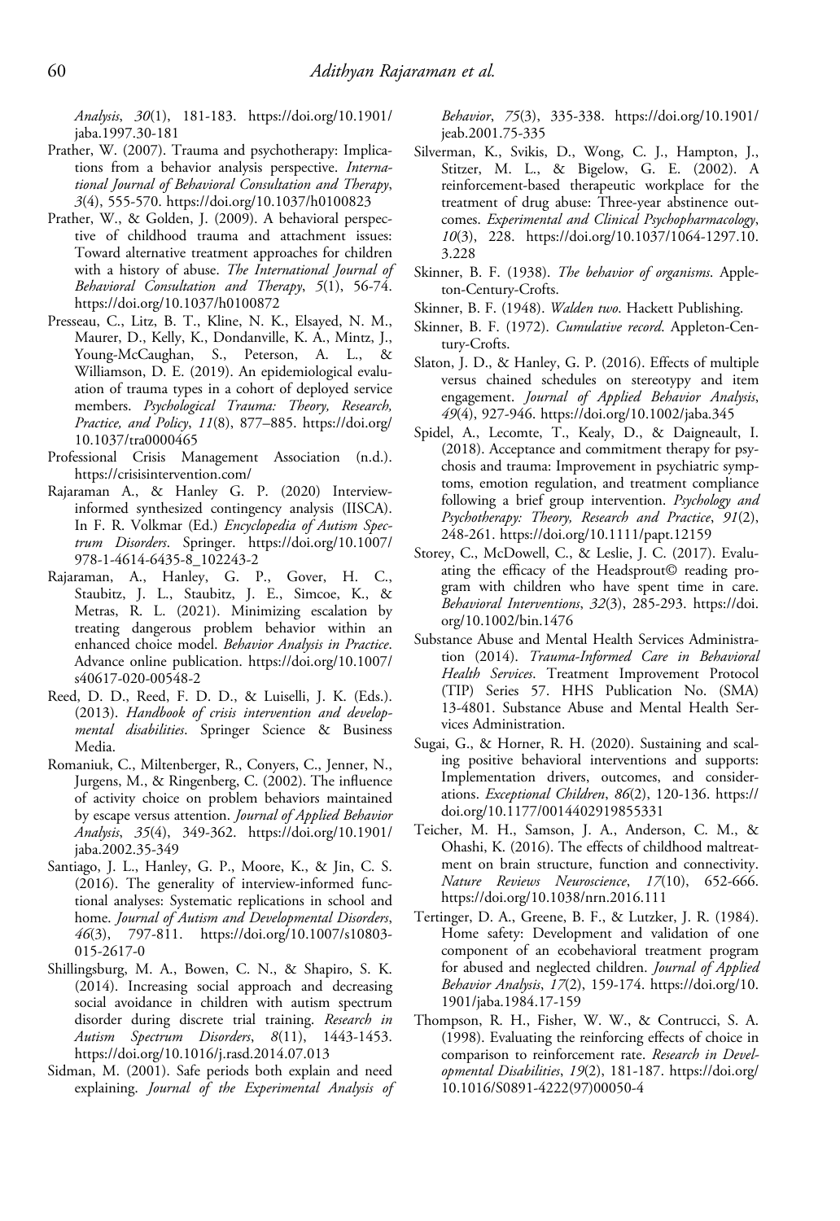*Analysis*, *30*(1), 181-183. https://doi.org/10.1901/jaba.1997.30-181

Prather, W. (2007). Trauma and psychotherapy: Implications from a behavior analysis perspective. *International Journal of Behavioral Consultation and Therapy*, *3*(4), 555-570. https://doi.org/10.1037/h0100823

Prather, W., & Golden, J. (2009). A behavioral perspective of childhood trauma and attachment issues: Toward alternative treatment approaches for children with a history of abuse. *The International Journal of Behavioral Consultation and Therapy*, *5*(1), 56-74. https://doi.org/10.1037/h0100872

Presseau, C., Litz, B. T., Kline, N. K., Elsayed, N. M., Maurer, D., Kelly, K., Dondanville, K. A., Mintz, J., Young-McCaughan, S., Peterson, A. L., & Williamson, D. E. (2019). An epidemiological evaluation of trauma types in a cohort of deployed service members. *Psychological Trauma: Theory, Research, Practice, and Policy*, *11*(8), 877–885. https://doi.org/10.1037/tra0000465

Professional Crisis Management Association (n.d.). https://crisisintervention.com/

Rajaraman A., & Hanley G. P. (2020) Interview-informed synthesized contingency analysis (IISCA). In F. R. Volkmar (Ed.) *Encyclopedia of Autism Spectrum Disorders*. Springer. https://doi.org/10.1007/978-1-4614-6435-8_102243-2

Rajaraman, A., Hanley, G. P., Gover, H. C., Staubitz, J. L., Staubitz, J. E., Simcoe, K., & Metras, R. L. (2021). Minimizing escalation by treating dangerous problem behavior within an enhanced choice model. *Behavior Analysis in Practice*. Advance online publication. https://doi.org/10.1007/s40617-020-00548-2

Reed, D. D., Reed, F. D. D., & Luiselli, J. K. (Eds.). (2013). *Handbook of crisis intervention and developmental disabilities*. Springer Science & Business Media.

Romaniuk, C., Miltenberger, R., Conyers, C., Jenner, N., Jurgens, M., & Ringenberg, C. (2002). The influence of activity choice on problem behaviors maintained by escape versus attention. *Journal of Applied Behavior Analysis*, *35*(4), 349-362. https://doi.org/10.1901/jaba.2002.35-349

Santiago, J. L., Hanley, G. P., Moore, K., & Jin, C. S. (2016). The generality of interview-informed functional analyses: Systematic replications in school and home. *Journal of Autism and Developmental Disorders*, *46*(3), 797-811. https://doi.org/10.1007/s10803-015-2617-0

Shillingsburg, M. A., Bowen, C. N., & Shapiro, S. K. (2014). Increasing social approach and decreasing social avoidance in children with autism spectrum disorder during discrete trial training. *Research in Autism Spectrum Disorders*, *8*(11), 1443-1453. https://doi.org/10.1016/j.rasd.2014.07.013

Sidman, M. (2001). Safe periods both explain and need explaining. *Journal of the Experimental Analysis of Behavior*, *75*(3), 335-338. https://doi.org/10.1901/jeab.2001.75-335

Silverman, K., Svikis, D., Wong, C. J., Hampton, J., Stitzer, M. L., & Bigelow, G. E. (2002). A reinforcement-based therapeutic workplace for the treatment of drug abuse: Three-year abstinence outcomes. *Experimental and Clinical Psychopharmacology*, *10*(3), 228. https://doi.org/10.1037/1064-1297.10.3.228

Skinner, B. F. (1938). *The behavior of organisms*. Appleton-Century-Crofts.

Skinner, B. F. (1948). *Walden two*. Hackett Publishing.

Skinner, B. F. (1972). *Cumulative record*. Appleton-Century-Crofts.

Slaton, J. D., & Hanley, G. P. (2016). Effects of multiple versus chained schedules on stereotypy and item engagement. *Journal of Applied Behavior Analysis*, *49*(4), 927-946. https://doi.org/10.1002/jaba.345

Spidel, A., Lecomte, T., Kealy, D., & Daigneault, I. (2018). Acceptance and commitment therapy for psychosis and trauma: Improvement in psychiatric symptoms, emotion regulation, and treatment compliance following a brief group intervention. *Psychology and Psychotherapy: Theory, Research and Practice*, *91*(2), 248-261. https://doi.org/10.1111/papt.12159

Storey, C., McDowell, C., & Leslie, J. C. (2017). Evaluating the efficacy of the Headsprout© reading program with children who have spent time in care. *Behavioral Interventions*, *32*(3), 285-293. https://doi.org/10.1002/bin.1476

Substance Abuse and Mental Health Services Administration (2014). *Trauma-Informed Care in Behavioral Health Services*. Treatment Improvement Protocol (TIP) Series 57. HHS Publication No. (SMA) 13-4801. Substance Abuse and Mental Health Services Administration.

Sugai, G., & Horner, R. H. (2020). Sustaining and scaling positive behavioral interventions and supports: Implementation drivers, outcomes, and considerations. *Exceptional Children*, *86*(2), 120-136. https://doi.org/10.1177/0014402919855331

Teicher, M. H., Samson, J. A., Anderson, C. M., & Ohashi, K. (2016). The effects of childhood maltreatment on brain structure, function and connectivity. *Nature Reviews Neuroscience*, *17*(10), 652-666. https://doi.org/10.1038/nrn.2016.111

Tertinger, D. A., Greene, B. F., & Lutzker, J. R. (1984). Home safety: Development and validation of one component of an ecobehavioral treatment program for abused and neglected children. *Journal of Applied Behavior Analysis*, *17*(2), 159-174. https://doi.org/10.1901/jaba.1984.17-159

Thompson, R. H., Fisher, W. W., & Contrucci, S. A. (1998). Evaluating the reinforcing effects of choice in comparison to reinforcement rate. *Research in Developmental Disabilities*, *19*(2), 181-187. https://doi.org/10.1016/S0891-4222(97)00050-4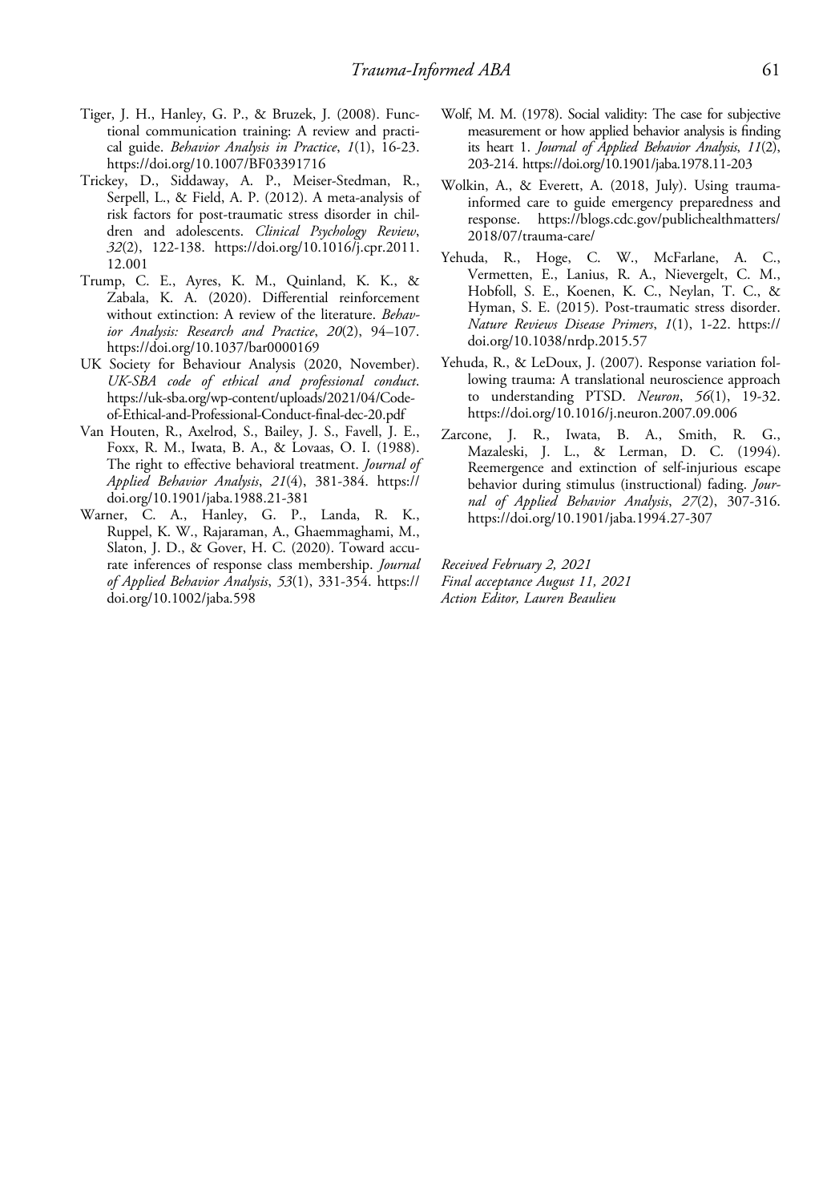Tiger, J. H., Hanley, G. P., & Bruzek, J. (2008). Functional communication training: A review and practical guide. *Behavior Analysis in Practice*, *1*(1), 16-23. https://doi.org/10.1007/BF03391716

Trickey, D., Siddaway, A. P., Meiser-Stedman, R., Serpell, L., & Field, A. P. (2012). A meta-analysis of risk factors for post-traumatic stress disorder in children and adolescents. *Clinical Psychology Review*, *32*(2), 122-138. https://doi.org/10.1016/j.cpr.2011.12.001

Trump, C. E., Ayres, K. M., Quinland, K. K., & Zabala, K. A. (2020). Differential reinforcement without extinction: A review of the literature. *Behavior Analysis: Research and Practice*, *20*(2), 94–107. https://doi.org/10.1037/bar0000169

UK Society for Behaviour Analysis (2020, November). *UK-SBA code of ethical and professional conduct*. https://uk-sba.org/wp-content/uploads/2021/04/Code-of-Ethical-and-Professional-Conduct-final-dec-20.pdf

Van Houten, R., Axelrod, S., Bailey, J. S., Favell, J. E., Foxx, R. M., Iwata, B. A., & Lovaas, O. I. (1988). The right to effective behavioral treatment. *Journal of Applied Behavior Analysis*, *21*(4), 381-384. https://doi.org/10.1901/jaba.1988.21-381

Warner, C. A., Hanley, G. P., Landa, R. K., Ruppel, K. W., Rajaraman, A., Ghaemmaghami, M., Slaton, J. D., & Gover, H. C. (2020). Toward accurate inferences of response class membership. *Journal of Applied Behavior Analysis*, *53*(1), 331-354. https://doi.org/10.1002/jaba.598

Wolf, M. M. (1978). Social validity: The case for subjective measurement or how applied behavior analysis is finding its heart 1. *Journal of Applied Behavior Analysis*, *11*(2), 203-214. https://doi.org/10.1901/jaba.1978.11-203

Wolkin, A., & Everett, A. (2018, July). Using trauma-informed care to guide emergency preparedness and response. https://blogs.cdc.gov/publichealthmatters/2018/07/trauma-care/

Yehuda, R., Hoge, C. W., McFarlane, A. C., Vermetten, E., Lanius, R. A., Nievergelt, C. M., Hobfoll, S. E., Koenen, K. C., Neylan, T. C., & Hyman, S. E. (2015). Post-traumatic stress disorder. *Nature Reviews Disease Primers*, *1*(1), 1-22. https://doi.org/10.1038/nrdp.2015.57

Yehuda, R., & LeDoux, J. (2007). Response variation following trauma: A translational neuroscience approach to understanding PTSD. *Neuron*, *56*(1), 19-32. https://doi.org/10.1016/j.neuron.2007.09.006

Zarcone, J. R., Iwata, B. A., Smith, R. G., Mazaleski, J. L., & Lerman, D. C. (1994). Reemergence and extinction of self-injurious escape behavior during stimulus (instructional) fading. *Journal of Applied Behavior Analysis*, *27*(2), 307-316. https://doi.org/10.1901/jaba.1994.27-307

*Received February 2, 2021*
*Final acceptance August 11, 2021*
*Action Editor, Lauren Beaulieu*